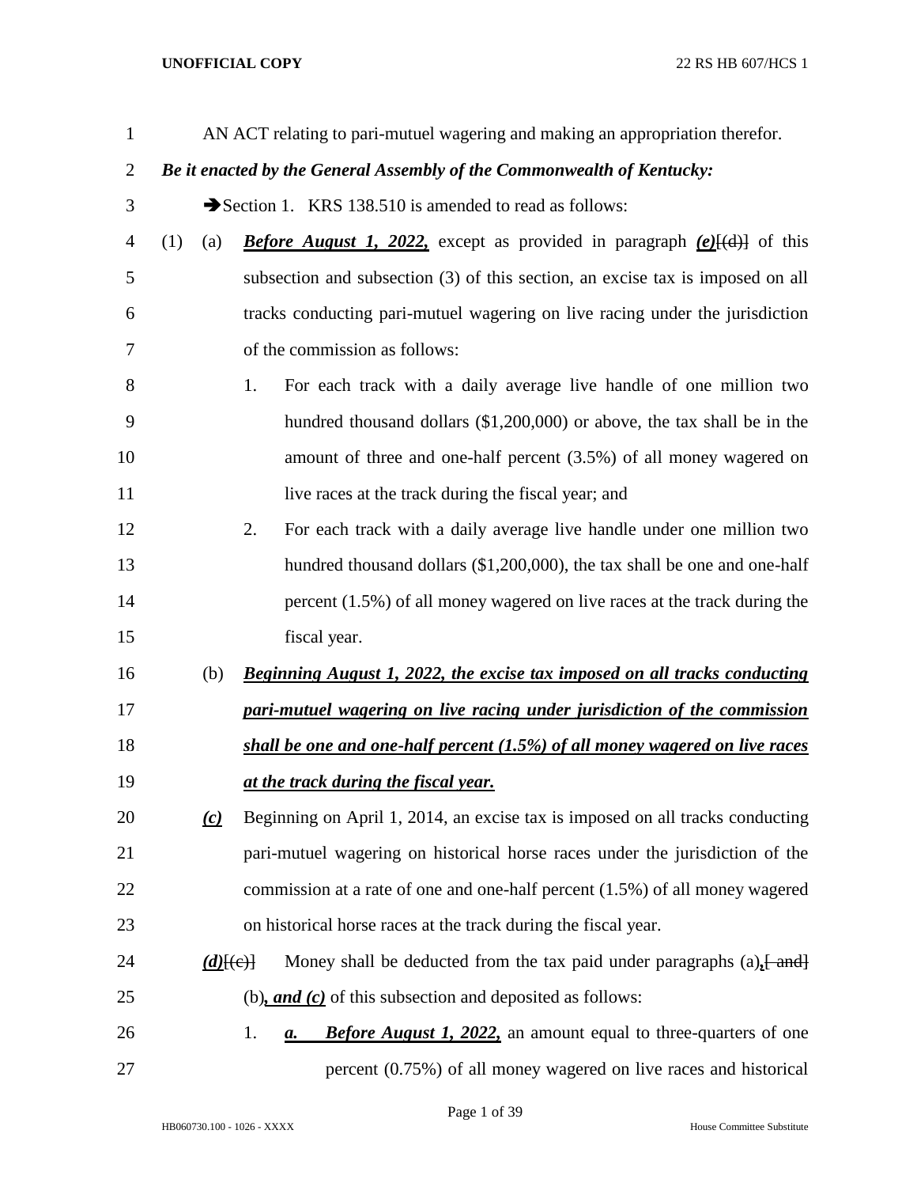AN ACT relating to pari-mutuel wagering and making an appropriation therefor.

***Be it enacted by the General Assembly of the Commonwealth of Kentucky:***

➔Section 1. KRS 138.510 is amended to read as follows:

(1) (a) ***Before August 1, 2022,*** except as provided in paragraph ***(e)***[(d)] of this subsection and subsection (3) of this section, an excise tax is imposed on all tracks conducting pari-mutuel wagering on live racing under the jurisdiction of the commission as follows:

1. For each track with a daily average live handle of one million two hundred thousand dollars ($1,200,000) or above, the tax shall be in the amount of three and one-half percent (3.5%) of all money wagered on live races at the track during the fiscal year; and

2. For each track with a daily average live handle under one million two hundred thousand dollars ($1,200,000), the tax shall be one and one-half percent (1.5%) of all money wagered on live races at the track during the fiscal year.

(b) ***Beginning August 1, 2022, the excise tax imposed on all tracks conducting pari-mutuel wagering on live racing under jurisdiction of the commission shall be one and one-half percent (1.5%) of all money wagered on live races at the track during the fiscal year.***

***(c)*** Beginning on April 1, 2014, an excise tax is imposed on all tracks conducting pari-mutuel wagering on historical horse races under the jurisdiction of the commission at a rate of one and one-half percent (1.5%) of all money wagered on historical horse races at the track during the fiscal year.

***(d)***[(c)] Money shall be deducted from the tax paid under paragraphs (a)***,***[ and] (b)***, and (c)*** of this subsection and deposited as follows:

1. ***a. Before August 1, 2022,*** an amount equal to three-quarters of one percent (0.75%) of all money wagered on live races and historical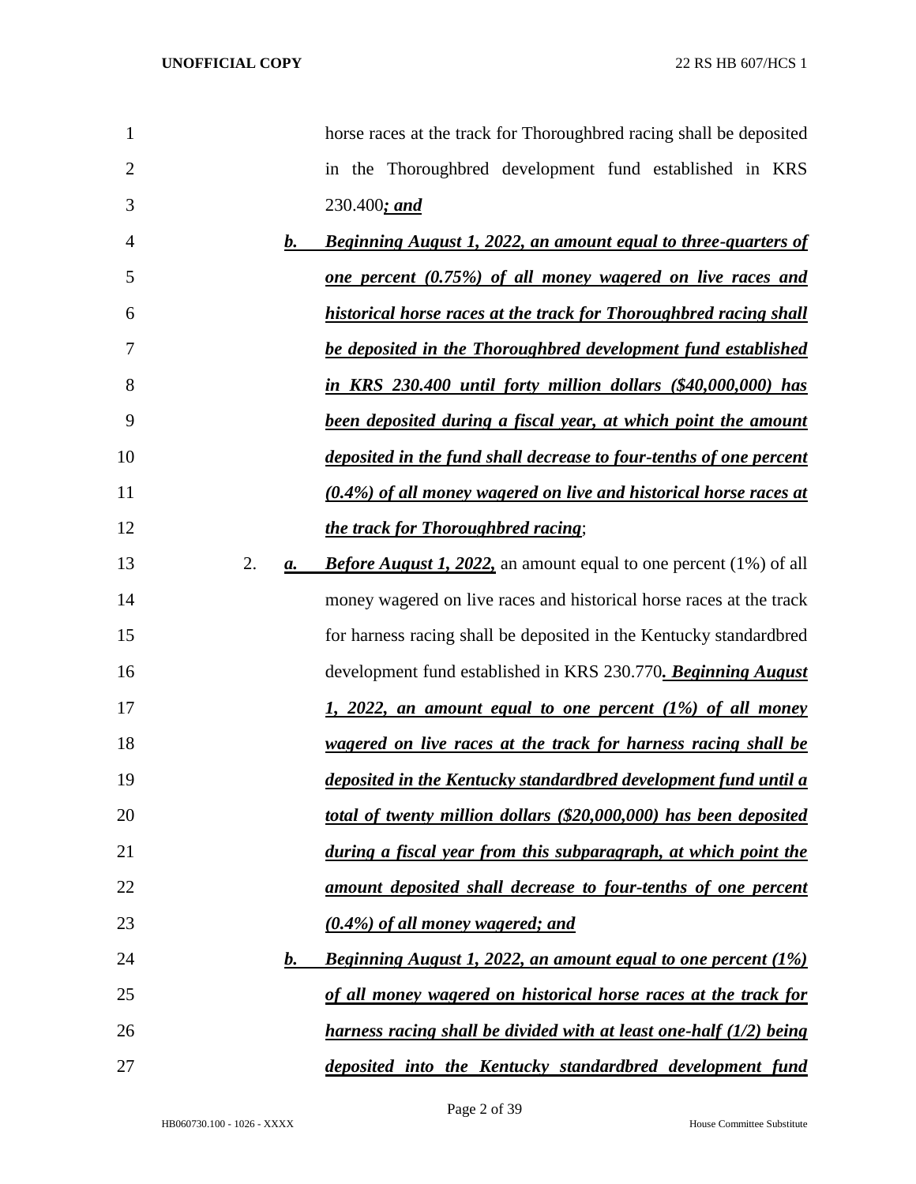horse races at the track for Thoroughbred racing shall be deposited in the Thoroughbred development fund established in KRS 230.400***; and***

***b. Beginning August 1, 2022, an amount equal to three-quarters of one percent (0.75%) of all money wagered on live races and historical horse races at the track for Thoroughbred racing shall be deposited in the Thoroughbred development fund established in KRS 230.400 until forty million dollars ($40,000,000) has been deposited during a fiscal year, at which point the amount deposited in the fund shall decrease to four-tenths of one percent (0.4%) of all money wagered on live and historical horse races at the track for Thoroughbred racing***;

2. ***a. Before August 1, 2022,*** an amount equal to one percent (1%) of all money wagered on live races and historical horse races at the track for harness racing shall be deposited in the Kentucky standardbred development fund established in KRS 230.770***. Beginning August 1, 2022, an amount equal to one percent (1%) of all money wagered on live races at the track for harness racing shall be deposited in the Kentucky standardbred development fund until a total of twenty million dollars ($20,000,000) has been deposited during a fiscal year from this subparagraph, at which point the amount deposited shall decrease to four-tenths of one percent (0.4%) of all money wagered; and***

***b. Beginning August 1, 2022, an amount equal to one percent (1%) of all money wagered on historical horse races at the track for harness racing shall be divided with at least one-half (1/2) being deposited into the Kentucky standardbred development fund***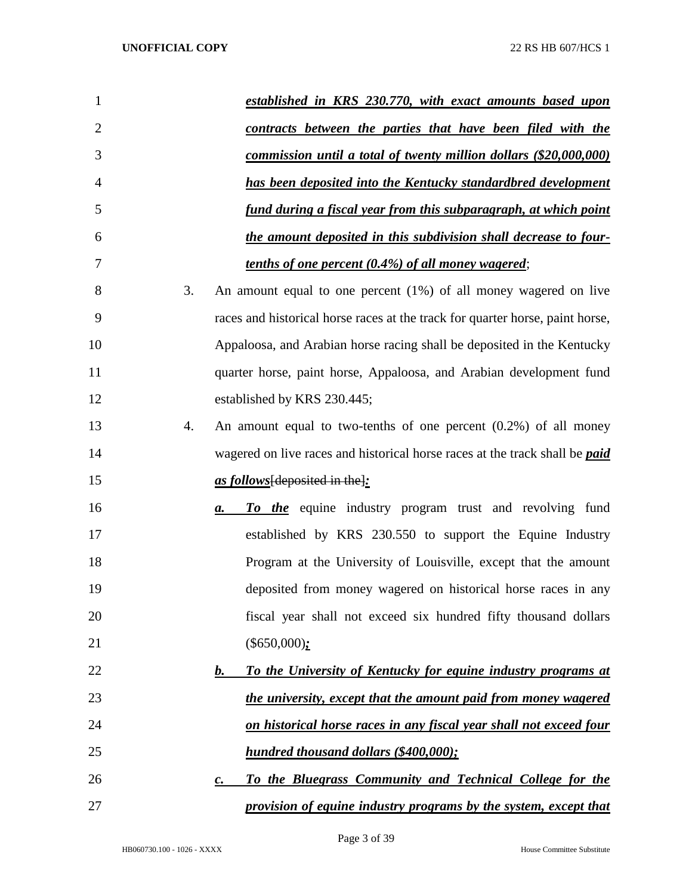***established in KRS 230.770, with exact amounts based upon contracts between the parties that have been filed with the commission until a total of twenty million dollars ($20,000,000) has been deposited into the Kentucky standardbred development fund during a fiscal year from this subparagraph, at which point the amount deposited in this subdivision shall decrease to four-tenths of one percent (0.4%) of all money wagered***;

3. An amount equal to one percent (1%) of all money wagered on live races and historical horse races at the track for quarter horse, paint horse, Appaloosa, and Arabian horse racing shall be deposited in the Kentucky quarter horse, paint horse, Appaloosa, and Arabian development fund established by KRS 230.445;

4. An amount equal to two-tenths of one percent (0.2%) of all money wagered on live races and historical horse races at the track shall be ***paid as follows***~~[deposited in the]~~***:***

   ***a. To the*** equine industry program trust and revolving fund established by KRS 230.550 to support the Equine Industry Program at the University of Louisville, except that the amount deposited from money wagered on historical horse races in any fiscal year shall not exceed six hundred fifty thousand dollars ($650,000)***;***

   ***b. To the University of Kentucky for equine industry programs at the university, except that the amount paid from money wagered on historical horse races in any fiscal year shall not exceed four hundred thousand dollars ($400,000);***

   ***c. To the Bluegrass Community and Technical College for the provision of equine industry programs by the system, except that***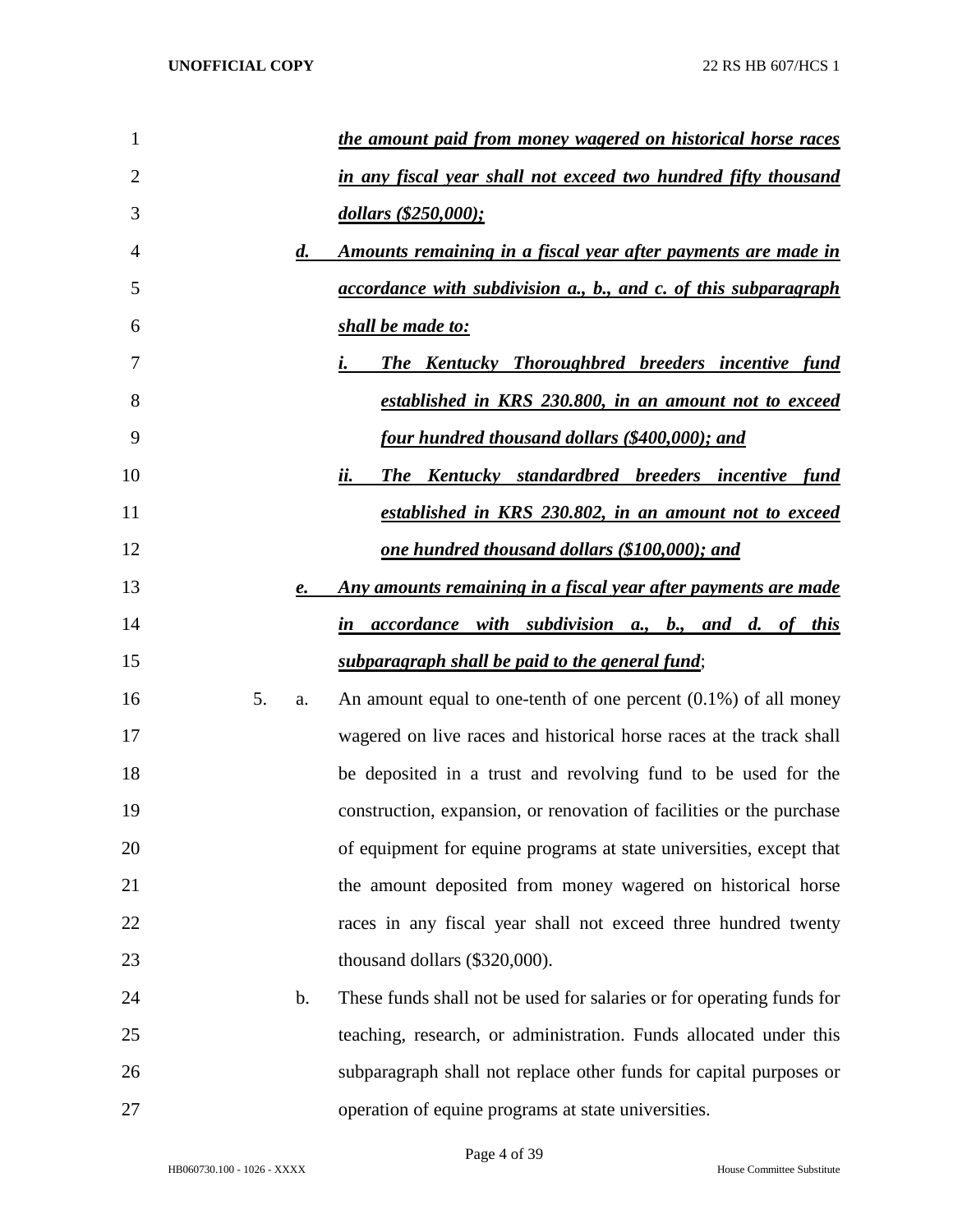*the amount paid from money wagered on historical horse races in any fiscal year shall not exceed two hundred fifty thousand dollars ($250,000);*

*d. Amounts remaining in a fiscal year after payments are made in accordance with subdivision a., b., and c. of this subparagraph shall be made to:*

*i. The Kentucky Thoroughbred breeders incentive fund established in KRS 230.800, in an amount not to exceed four hundred thousand dollars ($400,000); and*

*ii. The Kentucky standardbred breeders incentive fund established in KRS 230.802, in an amount not to exceed one hundred thousand dollars ($100,000); and*

*e. Any amounts remaining in a fiscal year after payments are made in accordance with subdivision a., b., and d. of this subparagraph shall be paid to the general fund*;

5. a. An amount equal to one-tenth of one percent (0.1%) of all money wagered on live races and historical horse races at the track shall be deposited in a trust and revolving fund to be used for the construction, expansion, or renovation of facilities or the purchase of equipment for equine programs at state universities, except that the amount deposited from money wagered on historical horse races in any fiscal year shall not exceed three hundred twenty thousand dollars ($320,000).

b. These funds shall not be used for salaries or for operating funds for teaching, research, or administration. Funds allocated under this subparagraph shall not replace other funds for capital purposes or operation of equine programs at state universities.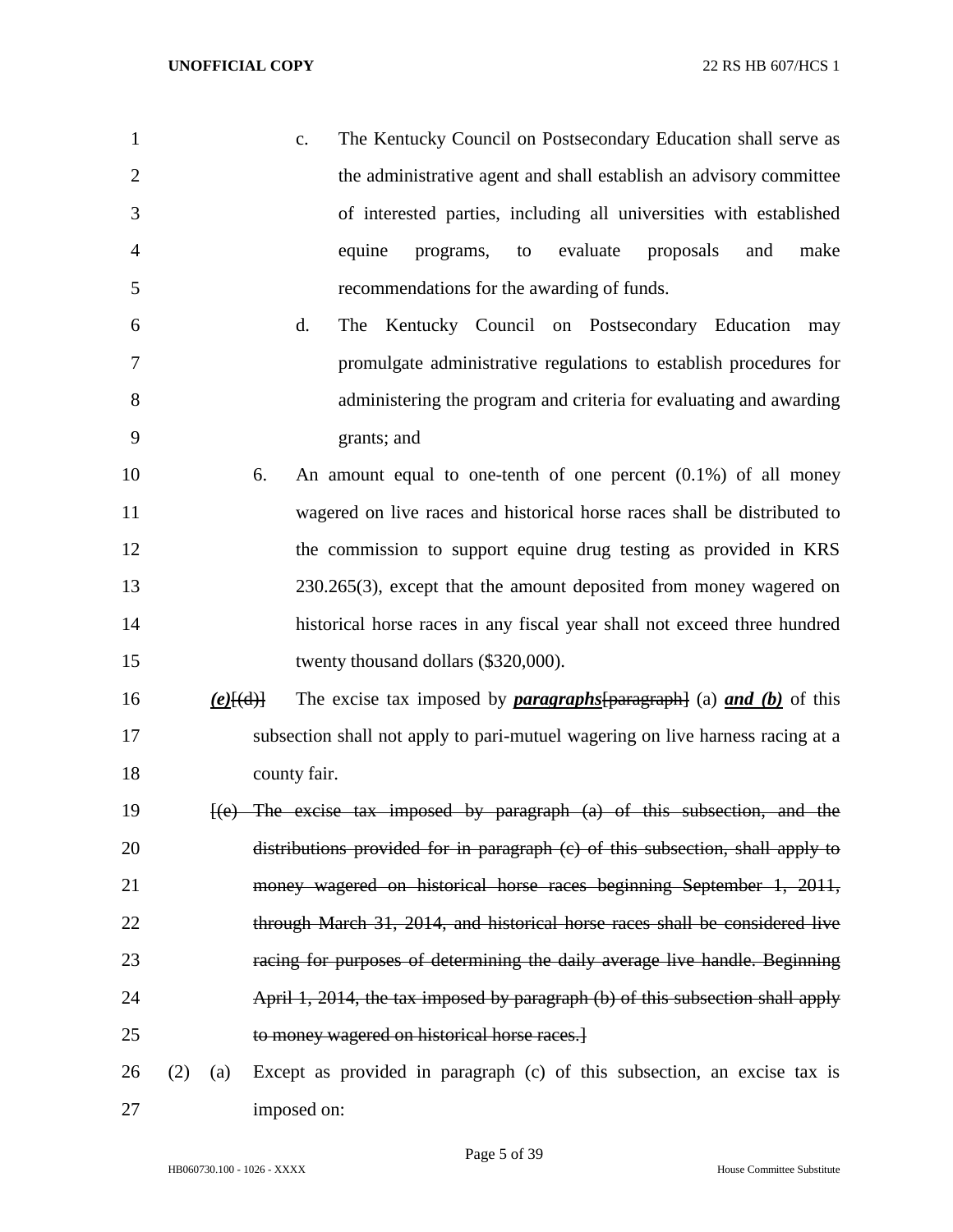c. The Kentucky Council on Postsecondary Education shall serve as the administrative agent and shall establish an advisory committee of interested parties, including all universities with established equine programs, to evaluate proposals and make recommendations for the awarding of funds.

d. The Kentucky Council on Postsecondary Education may promulgate administrative regulations to establish procedures for administering the program and criteria for evaluating and awarding grants; and

6. An amount equal to one-tenth of one percent (0.1%) of all money wagered on live races and historical horse races shall be distributed to the commission to support equine drug testing as provided in KRS 230.265(3), except that the amount deposited from money wagered on historical horse races in any fiscal year shall not exceed three hundred twenty thousand dollars ($320,000).

***(e)***~~[(d)]~~ The excise tax imposed by ***paragraphs***~~[paragraph]~~ (a) ***and (b)*** of this subsection shall not apply to pari-mutuel wagering on live harness racing at a county fair.

~~[(e) The excise tax imposed by paragraph (a) of this subsection, and the distributions provided for in paragraph (c) of this subsection, shall apply to money wagered on historical horse races beginning September 1, 2011, through March 31, 2014, and historical horse races shall be considered live racing for purposes of determining the daily average live handle. Beginning April 1, 2014, the tax imposed by paragraph (b) of this subsection shall apply to money wagered on historical horse races.]~~

(2) (a) Except as provided in paragraph (c) of this subsection, an excise tax is imposed on: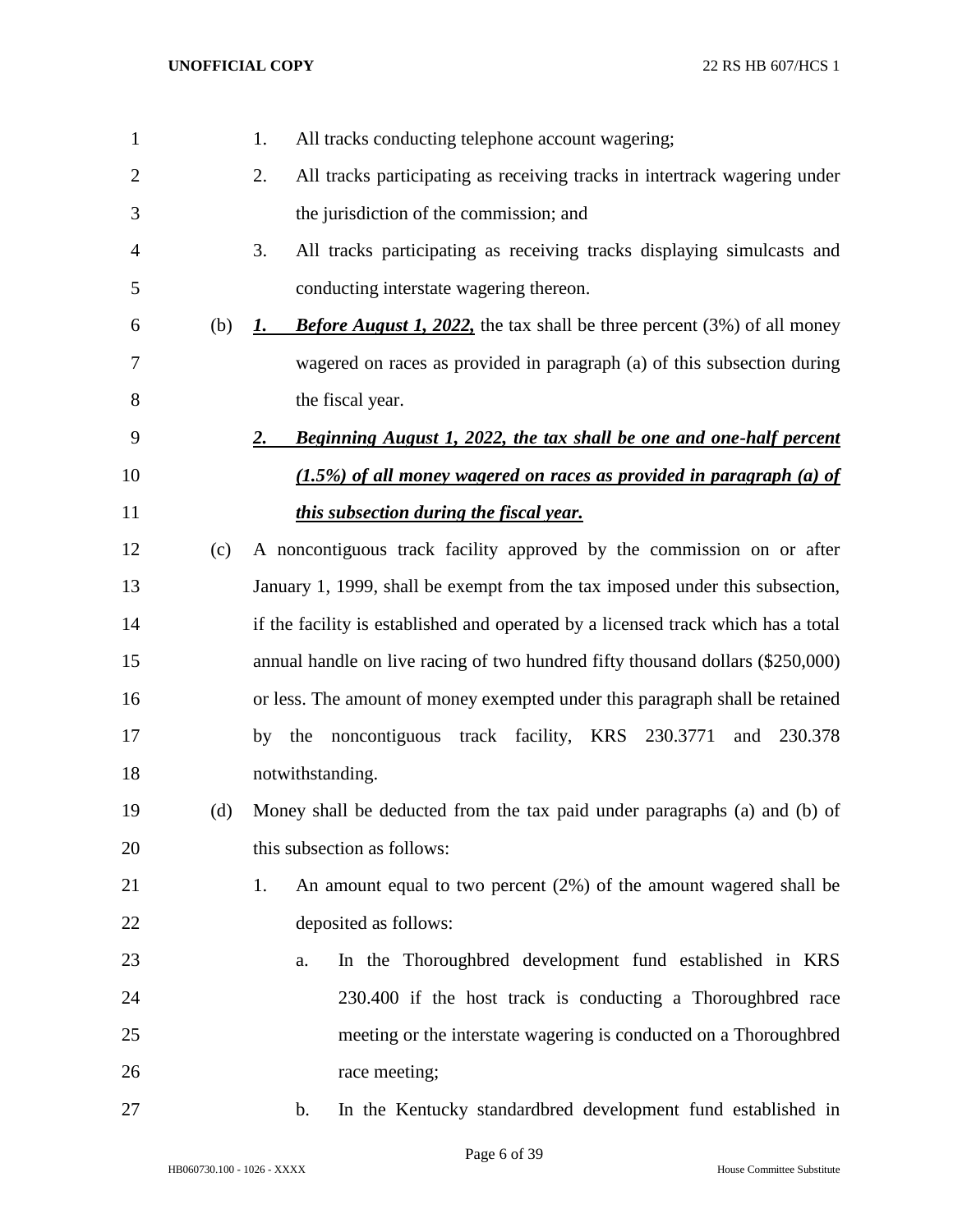1. All tracks conducting telephone account wagering;
2. All tracks participating as receiving tracks in intertrack wagering under the jurisdiction of the commission; and
3. All tracks participating as receiving tracks displaying simulcasts and conducting interstate wagering thereon.

(b) ***1.*** ***Before August 1, 2022,*** the tax shall be three percent (3%) of all money wagered on races as provided in paragraph (a) of this subsection during the fiscal year.

***2.*** ***Beginning August 1, 2022, the tax shall be one and one-half percent (1.5%) of all money wagered on races as provided in paragraph (a) of this subsection during the fiscal year.***

(c) A noncontiguous track facility approved by the commission on or after January 1, 1999, shall be exempt from the tax imposed under this subsection, if the facility is established and operated by a licensed track which has a total annual handle on live racing of two hundred fifty thousand dollars ($250,000) or less. The amount of money exempted under this paragraph shall be retained by the noncontiguous track facility, KRS 230.3771 and 230.378 notwithstanding.

(d) Money shall be deducted from the tax paid under paragraphs (a) and (b) of this subsection as follows:

1. An amount equal to two percent (2%) of the amount wagered shall be deposited as follows:
   a. In the Thoroughbred development fund established in KRS 230.400 if the host track is conducting a Thoroughbred race meeting or the interstate wagering is conducted on a Thoroughbred race meeting;
   b. In the Kentucky standardbred development fund established in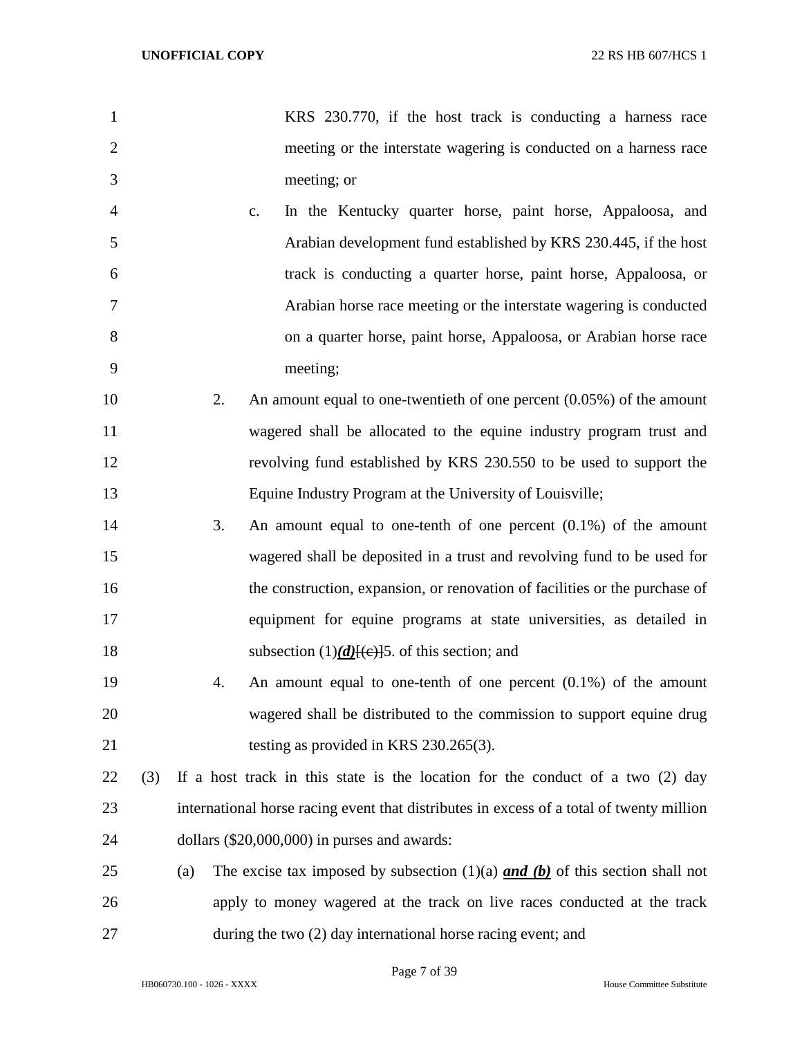KRS 230.770, if the host track is conducting a harness race meeting or the interstate wagering is conducted on a harness race meeting; or

c. In the Kentucky quarter horse, paint horse, Appaloosa, and Arabian development fund established by KRS 230.445, if the host track is conducting a quarter horse, paint horse, Appaloosa, or Arabian horse race meeting or the interstate wagering is conducted on a quarter horse, paint horse, Appaloosa, or Arabian horse race meeting;

2. An amount equal to one-twentieth of one percent (0.05%) of the amount wagered shall be allocated to the equine industry program trust and revolving fund established by KRS 230.550 to be used to support the Equine Industry Program at the University of Louisville;

3. An amount equal to one-tenth of one percent (0.1%) of the amount wagered shall be deposited in a trust and revolving fund to be used for the construction, expansion, or renovation of facilities or the purchase of equipment for equine programs at state universities, as detailed in subsection (1)***(d)***[~~(c)~~]5. of this section; and

4. An amount equal to one-tenth of one percent (0.1%) of the amount wagered shall be distributed to the commission to support equine drug testing as provided in KRS 230.265(3).

(3) If a host track in this state is the location for the conduct of a two (2) day international horse racing event that distributes in excess of a total of twenty million dollars ($20,000,000) in purses and awards:

(a) The excise tax imposed by subsection (1)(a) ***and (b)*** of this section shall not apply to money wagered at the track on live races conducted at the track during the two (2) day international horse racing event; and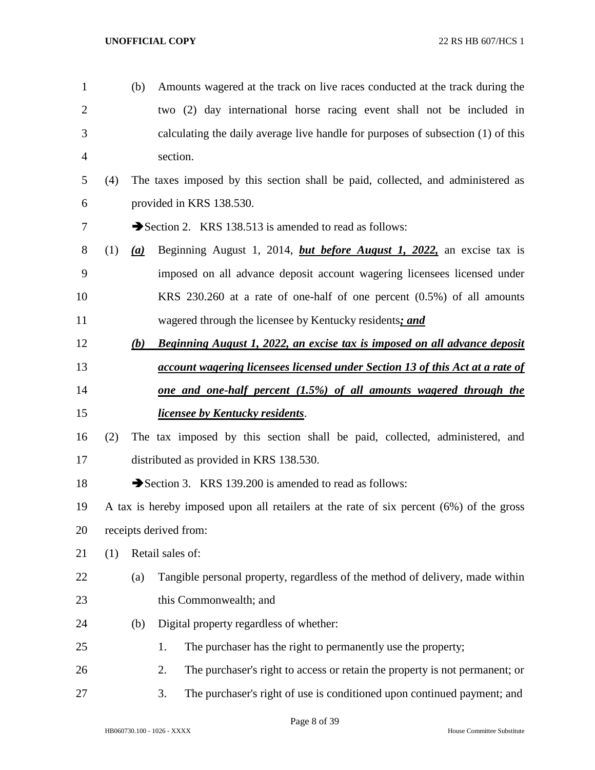(b) Amounts wagered at the track on live races conducted at the track during the two (2) day international horse racing event shall not be included in calculating the daily average live handle for purposes of subsection (1) of this section.

(4) The taxes imposed by this section shall be paid, collected, and administered as provided in KRS 138.530.

➔Section 2. KRS 138.513 is amended to read as follows:

(1) ***(a)*** Beginning August 1, 2014, ***but before August 1, 2022,*** an excise tax is imposed on all advance deposit account wagering licensees licensed under KRS 230.260 at a rate of one-half of one percent (0.5%) of all amounts wagered through the licensee by Kentucky residents***; and***

***(b) Beginning August 1, 2022, an excise tax is imposed on all advance deposit account wagering licensees licensed under Section 13 of this Act at a rate of one and one-half percent (1.5%) of all amounts wagered through the licensee by Kentucky residents***.

(2) The tax imposed by this section shall be paid, collected, administered, and distributed as provided in KRS 138.530.

➔Section 3. KRS 139.200 is amended to read as follows:

A tax is hereby imposed upon all retailers at the rate of six percent (6%) of the gross receipts derived from:

(1) Retail sales of:

(a) Tangible personal property, regardless of the method of delivery, made within this Commonwealth; and

(b) Digital property regardless of whether:

1. The purchaser has the right to permanently use the property;

2. The purchaser's right to access or retain the property is not permanent; or

3. The purchaser's right of use is conditioned upon continued payment; and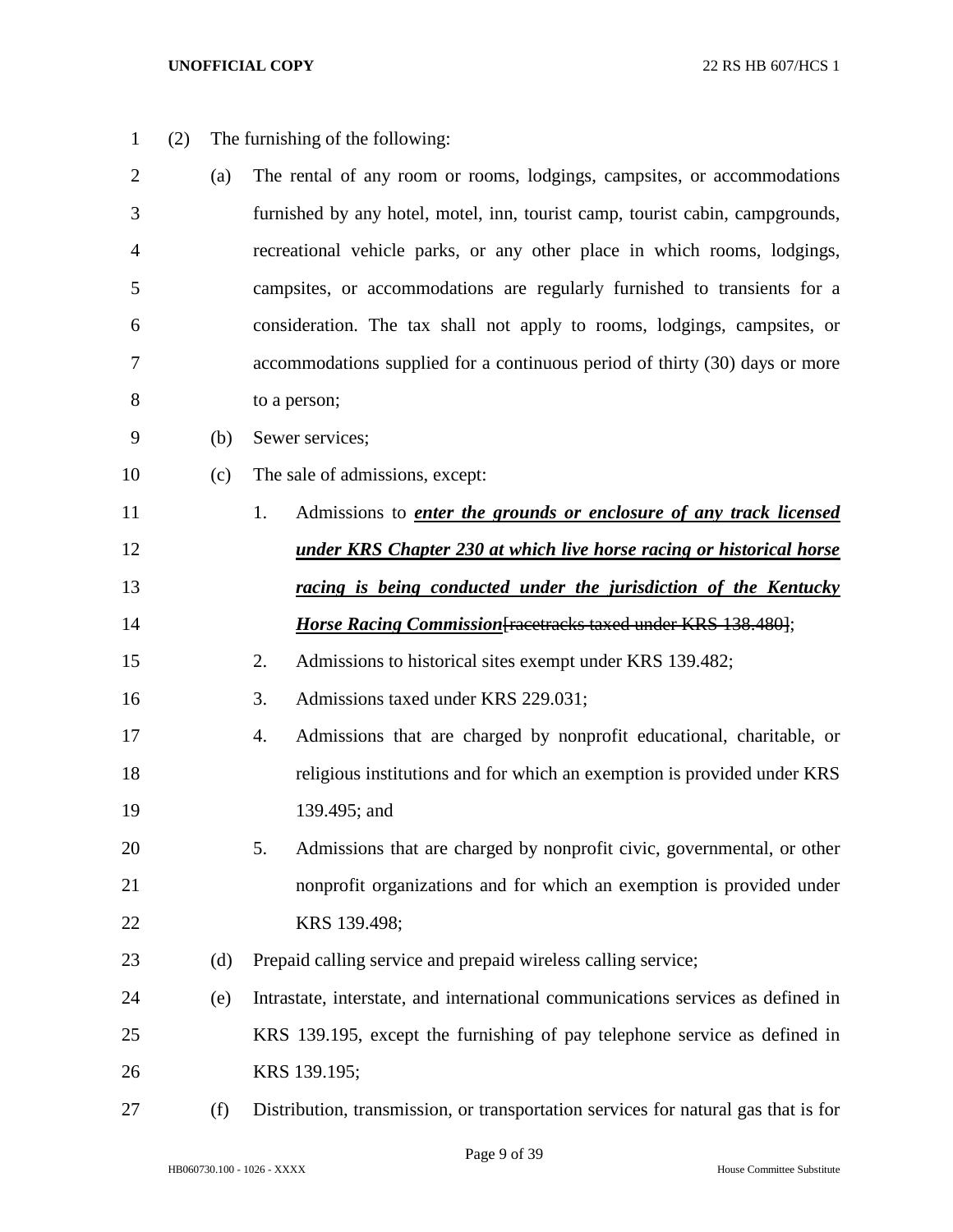(2) The furnishing of the following:

(a) The rental of any room or rooms, lodgings, campsites, or accommodations furnished by any hotel, motel, inn, tourist camp, tourist cabin, campgrounds, recreational vehicle parks, or any other place in which rooms, lodgings, campsites, or accommodations are regularly furnished to transients for a consideration. The tax shall not apply to rooms, lodgings, campsites, or accommodations supplied for a continuous period of thirty (30) days or more to a person;

(b) Sewer services;

(c) The sale of admissions, except:

1. Admissions to ***enter the grounds or enclosure of any track licensed under KRS Chapter 230 at which live horse racing or historical horse racing is being conducted under the jurisdiction of the Kentucky Horse Racing Commission***~~[racetracks taxed under KRS 138.480]~~;

2. Admissions to historical sites exempt under KRS 139.482;

3. Admissions taxed under KRS 229.031;

4. Admissions that are charged by nonprofit educational, charitable, or religious institutions and for which an exemption is provided under KRS 139.495; and

5. Admissions that are charged by nonprofit civic, governmental, or other nonprofit organizations and for which an exemption is provided under KRS 139.498;

(d) Prepaid calling service and prepaid wireless calling service;

(e) Intrastate, interstate, and international communications services as defined in KRS 139.195, except the furnishing of pay telephone service as defined in KRS 139.195;

(f) Distribution, transmission, or transportation services for natural gas that is for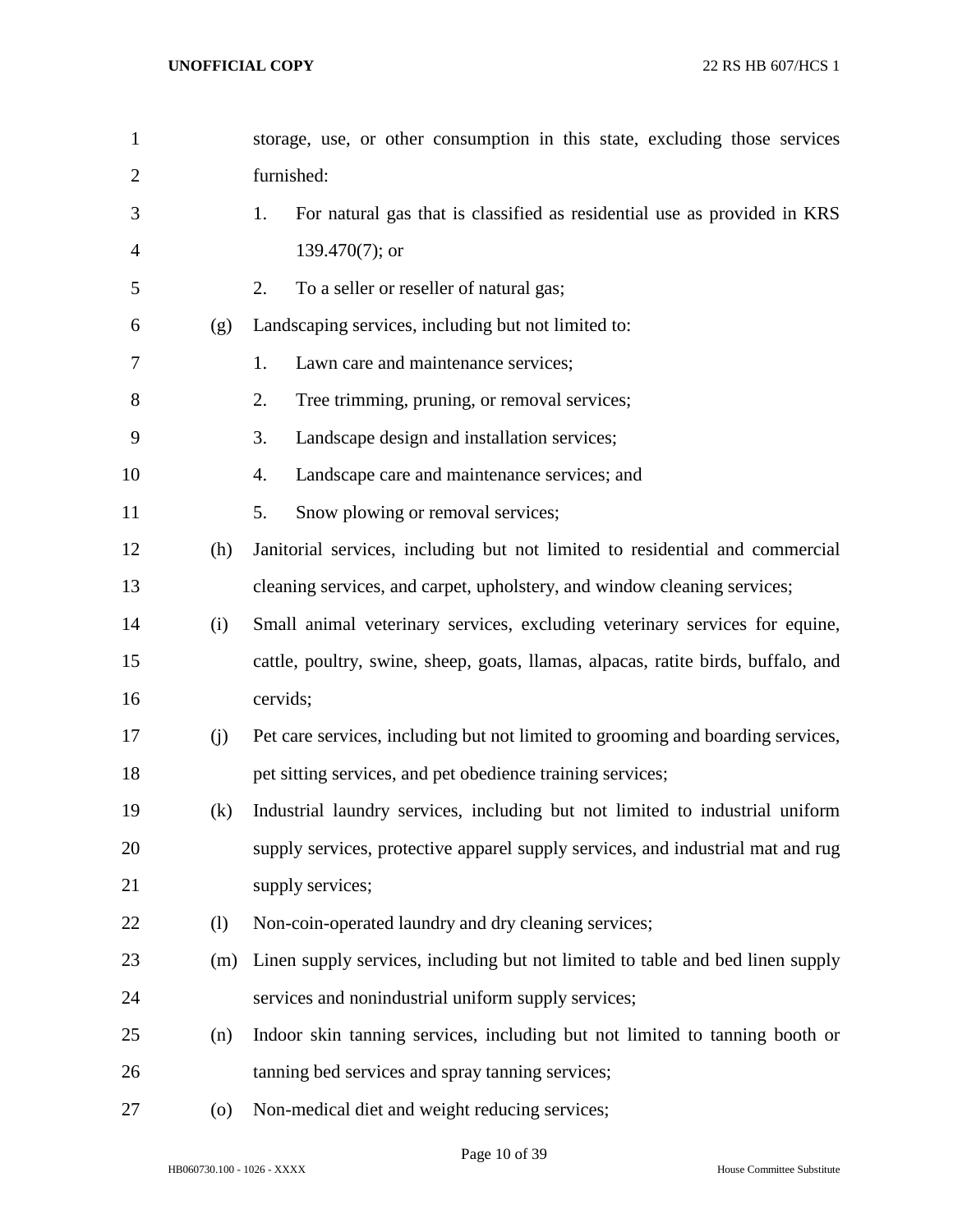storage, use, or other consumption in this state, excluding those services furnished:

1. For natural gas that is classified as residential use as provided in KRS 139.470(7); or
2. To a seller or reseller of natural gas;

(g) Landscaping services, including but not limited to:

1. Lawn care and maintenance services;
2. Tree trimming, pruning, or removal services;
3. Landscape design and installation services;
4. Landscape care and maintenance services; and
5. Snow plowing or removal services;

(h) Janitorial services, including but not limited to residential and commercial cleaning services, and carpet, upholstery, and window cleaning services;

(i) Small animal veterinary services, excluding veterinary services for equine, cattle, poultry, swine, sheep, goats, llamas, alpacas, ratite birds, buffalo, and cervids;

(j) Pet care services, including but not limited to grooming and boarding services, pet sitting services, and pet obedience training services;

(k) Industrial laundry services, including but not limited to industrial uniform supply services, protective apparel supply services, and industrial mat and rug supply services;

(l) Non-coin-operated laundry and dry cleaning services;

(m) Linen supply services, including but not limited to table and bed linen supply services and nonindustrial uniform supply services;

(n) Indoor skin tanning services, including but not limited to tanning booth or tanning bed services and spray tanning services;

(o) Non-medical diet and weight reducing services;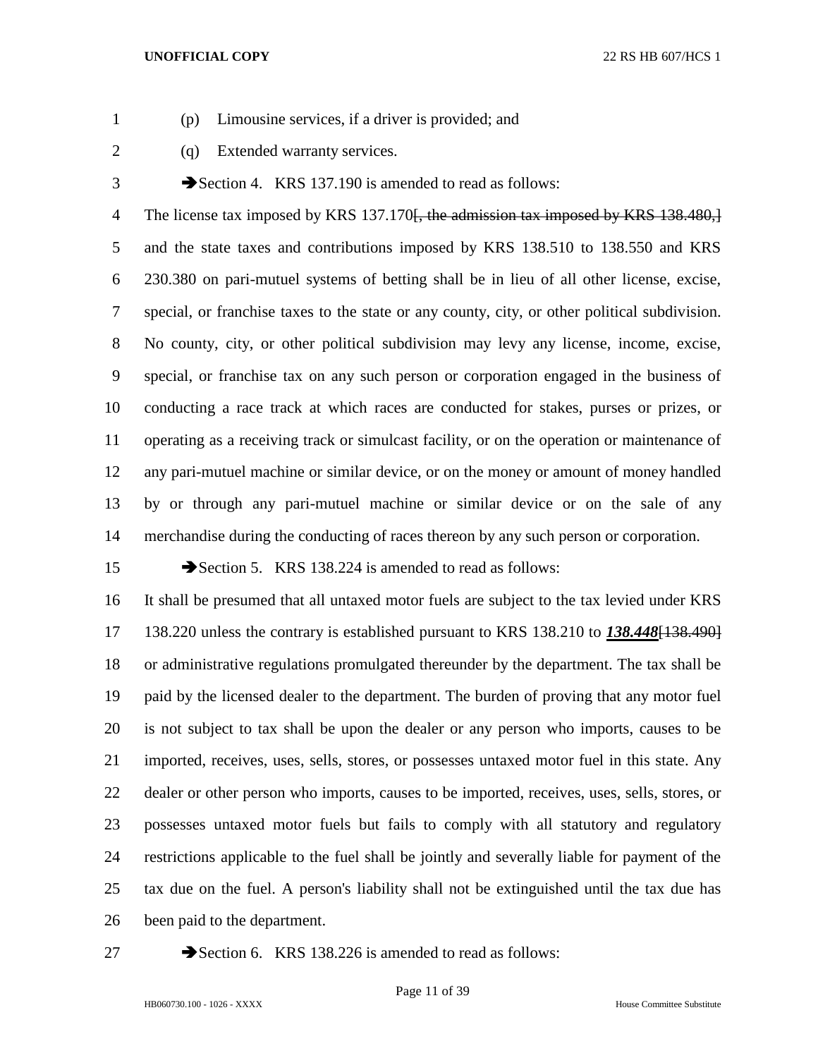(p) Limousine services, if a driver is provided; and

(q) Extended warranty services.

➔Section 4. KRS 137.190 is amended to read as follows:

The license tax imposed by KRS 137.170~~[, the admission tax imposed by KRS 138.480,]~~ and the state taxes and contributions imposed by KRS 138.510 to 138.550 and KRS 230.380 on pari-mutuel systems of betting shall be in lieu of all other license, excise, special, or franchise taxes to the state or any county, city, or other political subdivision. No county, city, or other political subdivision may levy any license, income, excise, special, or franchise tax on any such person or corporation engaged in the business of conducting a race track at which races are conducted for stakes, purses or prizes, or operating as a receiving track or simulcast facility, or on the operation or maintenance of any pari-mutuel machine or similar device, or on the money or amount of money handled by or through any pari-mutuel machine or similar device or on the sale of any merchandise during the conducting of races thereon by any such person or corporation.

➔Section 5. KRS 138.224 is amended to read as follows:

It shall be presumed that all untaxed motor fuels are subject to the tax levied under KRS 138.220 unless the contrary is established pursuant to KRS 138.210 to ***138.448***~~[138.490]~~ or administrative regulations promulgated thereunder by the department. The tax shall be paid by the licensed dealer to the department. The burden of proving that any motor fuel is not subject to tax shall be upon the dealer or any person who imports, causes to be imported, receives, uses, sells, stores, or possesses untaxed motor fuel in this state. Any dealer or other person who imports, causes to be imported, receives, uses, sells, stores, or possesses untaxed motor fuels but fails to comply with all statutory and regulatory restrictions applicable to the fuel shall be jointly and severally liable for payment of the tax due on the fuel. A person's liability shall not be extinguished until the tax due has been paid to the department.

➔Section 6. KRS 138.226 is amended to read as follows: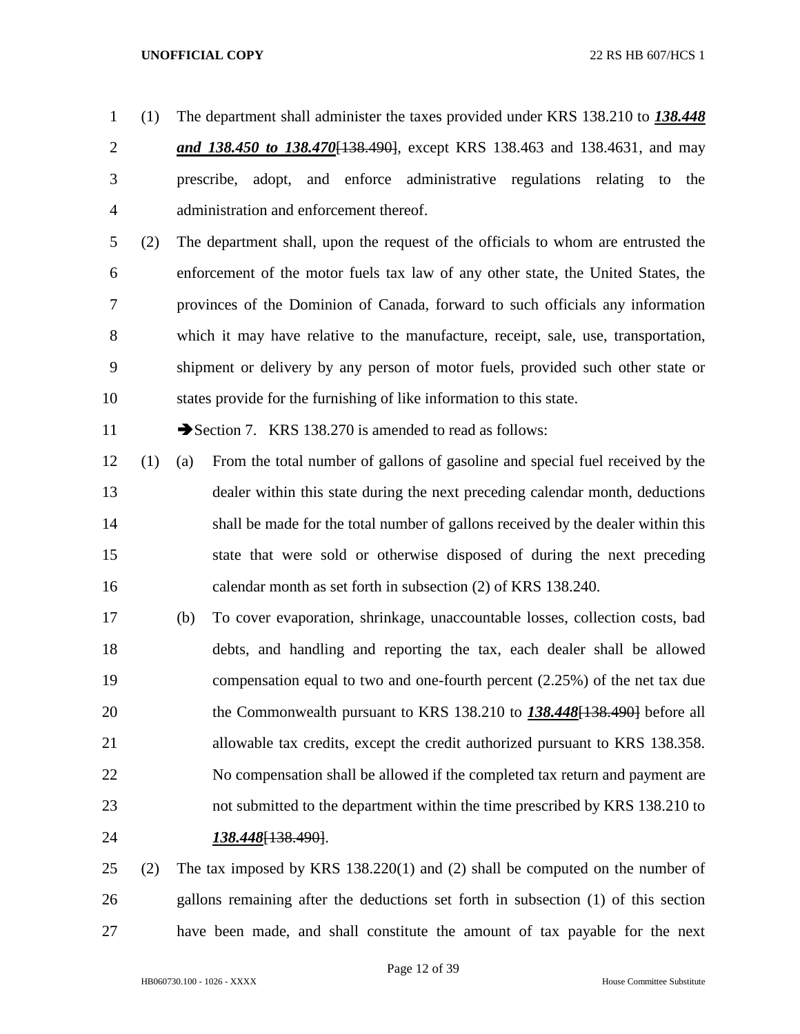(1) The department shall administer the taxes provided under KRS 138.210 to ***138.448 and 138.450 to 138.470***~~[138.490]~~, except KRS 138.463 and 138.4631, and may prescribe, adopt, and enforce administrative regulations relating to the administration and enforcement thereof.

(2) The department shall, upon the request of the officials to whom are entrusted the enforcement of the motor fuels tax law of any other state, the United States, the provinces of the Dominion of Canada, forward to such officials any information which it may have relative to the manufacture, receipt, sale, use, transportation, shipment or delivery by any person of motor fuels, provided such other state or states provide for the furnishing of like information to this state.

➔Section 7. KRS 138.270 is amended to read as follows:

(1) (a) From the total number of gallons of gasoline and special fuel received by the dealer within this state during the next preceding calendar month, deductions shall be made for the total number of gallons received by the dealer within this state that were sold or otherwise disposed of during the next preceding calendar month as set forth in subsection (2) of KRS 138.240.

(b) To cover evaporation, shrinkage, unaccountable losses, collection costs, bad debts, and handling and reporting the tax, each dealer shall be allowed compensation equal to two and one-fourth percent (2.25%) of the net tax due the Commonwealth pursuant to KRS 138.210 to ***138.448***~~[138.490]~~ before all allowable tax credits, except the credit authorized pursuant to KRS 138.358. No compensation shall be allowed if the completed tax return and payment are not submitted to the department within the time prescribed by KRS 138.210 to ***138.448***~~[138.490]~~.

(2) The tax imposed by KRS 138.220(1) and (2) shall be computed on the number of gallons remaining after the deductions set forth in subsection (1) of this section have been made, and shall constitute the amount of tax payable for the next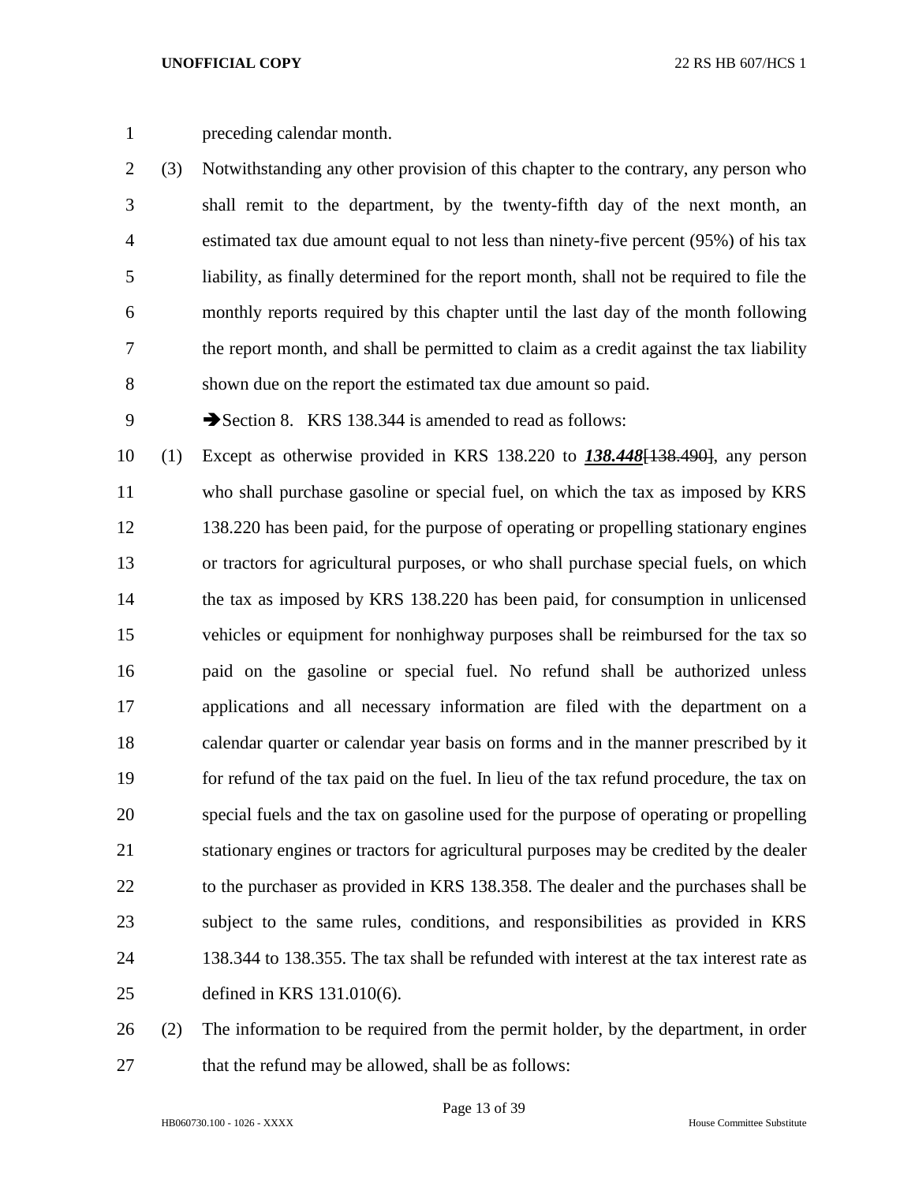preceding calendar month.

(3) Notwithstanding any other provision of this chapter to the contrary, any person who shall remit to the department, by the twenty-fifth day of the next month, an estimated tax due amount equal to not less than ninety-five percent (95%) of his tax liability, as finally determined for the report month, shall not be required to file the monthly reports required by this chapter until the last day of the month following the report month, and shall be permitted to claim as a credit against the tax liability shown due on the report the estimated tax due amount so paid.

➔Section 8. KRS 138.344 is amended to read as follows:

(1) Except as otherwise provided in KRS 138.220 to ***138.448***[~~138.490~~], any person who shall purchase gasoline or special fuel, on which the tax as imposed by KRS 138.220 has been paid, for the purpose of operating or propelling stationary engines or tractors for agricultural purposes, or who shall purchase special fuels, on which the tax as imposed by KRS 138.220 has been paid, for consumption in unlicensed vehicles or equipment for nonhighway purposes shall be reimbursed for the tax so paid on the gasoline or special fuel. No refund shall be authorized unless applications and all necessary information are filed with the department on a calendar quarter or calendar year basis on forms and in the manner prescribed by it for refund of the tax paid on the fuel. In lieu of the tax refund procedure, the tax on special fuels and the tax on gasoline used for the purpose of operating or propelling stationary engines or tractors for agricultural purposes may be credited by the dealer to the purchaser as provided in KRS 138.358. The dealer and the purchases shall be subject to the same rules, conditions, and responsibilities as provided in KRS 138.344 to 138.355. The tax shall be refunded with interest at the tax interest rate as defined in KRS 131.010(6).

(2) The information to be required from the permit holder, by the department, in order that the refund may be allowed, shall be as follows: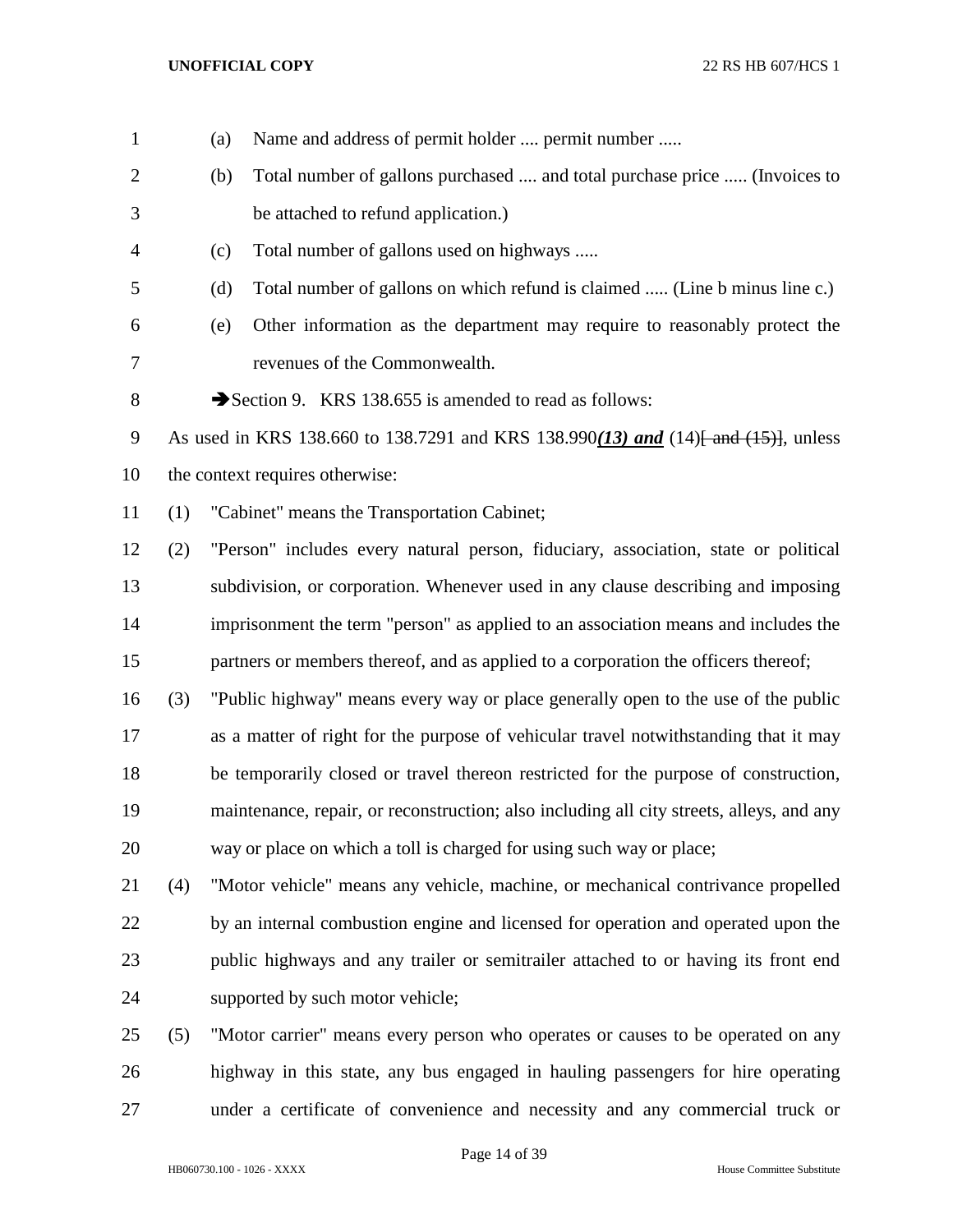(a) Name and address of permit holder .... permit number .....

(b) Total number of gallons purchased .... and total purchase price ..... (Invoices to be attached to refund application.)

(c) Total number of gallons used on highways .....

(d) Total number of gallons on which refund is claimed ..... (Line b minus line c.)

(e) Other information as the department may require to reasonably protect the revenues of the Commonwealth.

➔Section 9. KRS 138.655 is amended to read as follows:

As used in KRS 138.660 to 138.7291 and KRS 138.990***(13) and*** (14)~~[ and (15)]~~, unless the context requires otherwise:

(1) "Cabinet" means the Transportation Cabinet;

(2) "Person" includes every natural person, fiduciary, association, state or political subdivision, or corporation. Whenever used in any clause describing and imposing imprisonment the term "person" as applied to an association means and includes the partners or members thereof, and as applied to a corporation the officers thereof;

(3) "Public highway" means every way or place generally open to the use of the public as a matter of right for the purpose of vehicular travel notwithstanding that it may be temporarily closed or travel thereon restricted for the purpose of construction, maintenance, repair, or reconstruction; also including all city streets, alleys, and any way or place on which a toll is charged for using such way or place;

(4) "Motor vehicle" means any vehicle, machine, or mechanical contrivance propelled by an internal combustion engine and licensed for operation and operated upon the public highways and any trailer or semitrailer attached to or having its front end supported by such motor vehicle;

(5) "Motor carrier" means every person who operates or causes to be operated on any highway in this state, any bus engaged in hauling passengers for hire operating under a certificate of convenience and necessity and any commercial truck or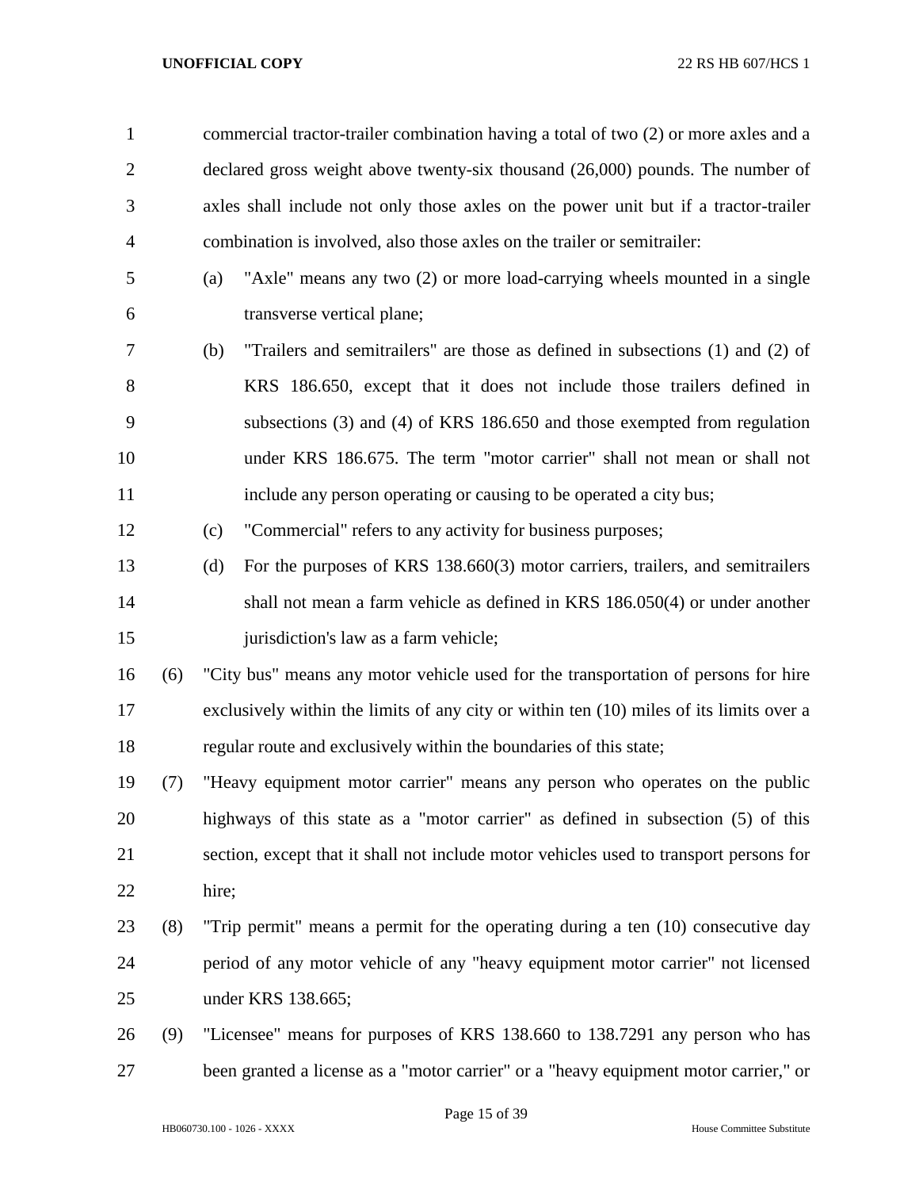commercial tractor-trailer combination having a total of two (2) or more axles and a declared gross weight above twenty-six thousand (26,000) pounds. The number of axles shall include not only those axles on the power unit but if a tractor-trailer combination is involved, also those axles on the trailer or semitrailer:

(a) "Axle" means any two (2) or more load-carrying wheels mounted in a single transverse vertical plane;

(b) "Trailers and semitrailers" are those as defined in subsections (1) and (2) of KRS 186.650, except that it does not include those trailers defined in subsections (3) and (4) of KRS 186.650 and those exempted from regulation under KRS 186.675. The term "motor carrier" shall not mean or shall not include any person operating or causing to be operated a city bus;

(c) "Commercial" refers to any activity for business purposes;

(d) For the purposes of KRS 138.660(3) motor carriers, trailers, and semitrailers shall not mean a farm vehicle as defined in KRS 186.050(4) or under another jurisdiction's law as a farm vehicle;

(6) "City bus" means any motor vehicle used for the transportation of persons for hire exclusively within the limits of any city or within ten (10) miles of its limits over a regular route and exclusively within the boundaries of this state;

(7) "Heavy equipment motor carrier" means any person who operates on the public highways of this state as a "motor carrier" as defined in subsection (5) of this section, except that it shall not include motor vehicles used to transport persons for hire;

(8) "Trip permit" means a permit for the operating during a ten (10) consecutive day period of any motor vehicle of any "heavy equipment motor carrier" not licensed under KRS 138.665;

(9) "Licensee" means for purposes of KRS 138.660 to 138.7291 any person who has been granted a license as a "motor carrier" or a "heavy equipment motor carrier," or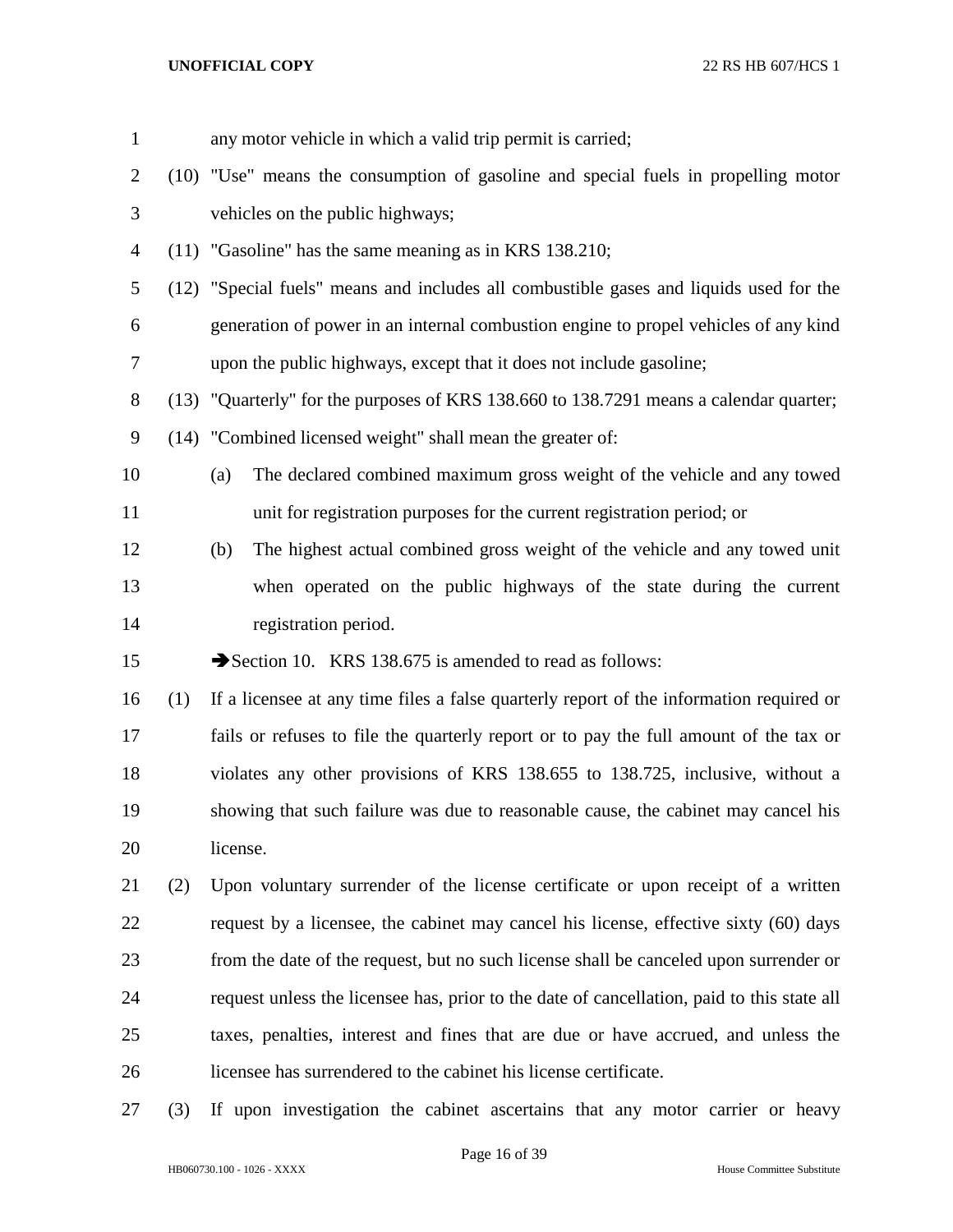any motor vehicle in which a valid trip permit is carried;

(10) "Use" means the consumption of gasoline and special fuels in propelling motor vehicles on the public highways;

(11) "Gasoline" has the same meaning as in KRS 138.210;

(12) "Special fuels" means and includes all combustible gases and liquids used for the generation of power in an internal combustion engine to propel vehicles of any kind upon the public highways, except that it does not include gasoline;

(13) "Quarterly" for the purposes of KRS 138.660 to 138.7291 means a calendar quarter;

(14) "Combined licensed weight" shall mean the greater of:

(a) The declared combined maximum gross weight of the vehicle and any towed unit for registration purposes for the current registration period; or

(b) The highest actual combined gross weight of the vehicle and any towed unit when operated on the public highways of the state during the current registration period.

➔Section 10. KRS 138.675 is amended to read as follows:

(1) If a licensee at any time files a false quarterly report of the information required or fails or refuses to file the quarterly report or to pay the full amount of the tax or violates any other provisions of KRS 138.655 to 138.725, inclusive, without a showing that such failure was due to reasonable cause, the cabinet may cancel his license.

(2) Upon voluntary surrender of the license certificate or upon receipt of a written request by a licensee, the cabinet may cancel his license, effective sixty (60) days from the date of the request, but no such license shall be canceled upon surrender or request unless the licensee has, prior to the date of cancellation, paid to this state all taxes, penalties, interest and fines that are due or have accrued, and unless the licensee has surrendered to the cabinet his license certificate.

(3) If upon investigation the cabinet ascertains that any motor carrier or heavy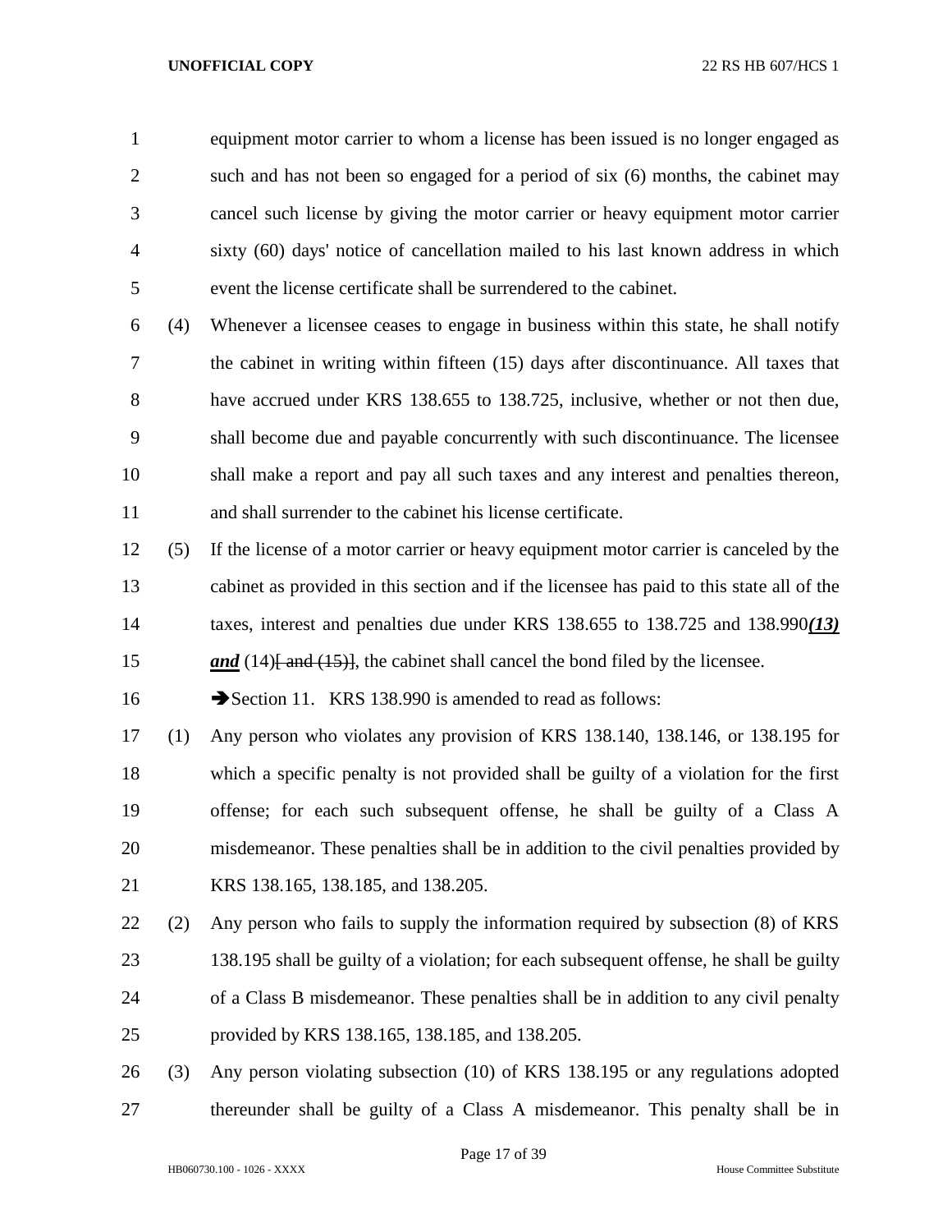equipment motor carrier to whom a license has been issued is no longer engaged as such and has not been so engaged for a period of six (6) months, the cabinet may cancel such license by giving the motor carrier or heavy equipment motor carrier sixty (60) days' notice of cancellation mailed to his last known address in which event the license certificate shall be surrendered to the cabinet.

(4) Whenever a licensee ceases to engage in business within this state, he shall notify the cabinet in writing within fifteen (15) days after discontinuance. All taxes that have accrued under KRS 138.655 to 138.725, inclusive, whether or not then due, shall become due and payable concurrently with such discontinuance. The licensee shall make a report and pay all such taxes and any interest and penalties thereon, and shall surrender to the cabinet his license certificate.

(5) If the license of a motor carrier or heavy equipment motor carrier is canceled by the cabinet as provided in this section and if the licensee has paid to this state all of the taxes, interest and penalties due under KRS 138.655 to 138.725 and 138.990***(13) and*** (14)~~[ and (15)]~~, the cabinet shall cancel the bond filed by the licensee.

➔Section 11. KRS 138.990 is amended to read as follows:

(1) Any person who violates any provision of KRS 138.140, 138.146, or 138.195 for which a specific penalty is not provided shall be guilty of a violation for the first offense; for each such subsequent offense, he shall be guilty of a Class A misdemeanor. These penalties shall be in addition to the civil penalties provided by KRS 138.165, 138.185, and 138.205.

(2) Any person who fails to supply the information required by subsection (8) of KRS 138.195 shall be guilty of a violation; for each subsequent offense, he shall be guilty of a Class B misdemeanor. These penalties shall be in addition to any civil penalty provided by KRS 138.165, 138.185, and 138.205.

(3) Any person violating subsection (10) of KRS 138.195 or any regulations adopted thereunder shall be guilty of a Class A misdemeanor. This penalty shall be in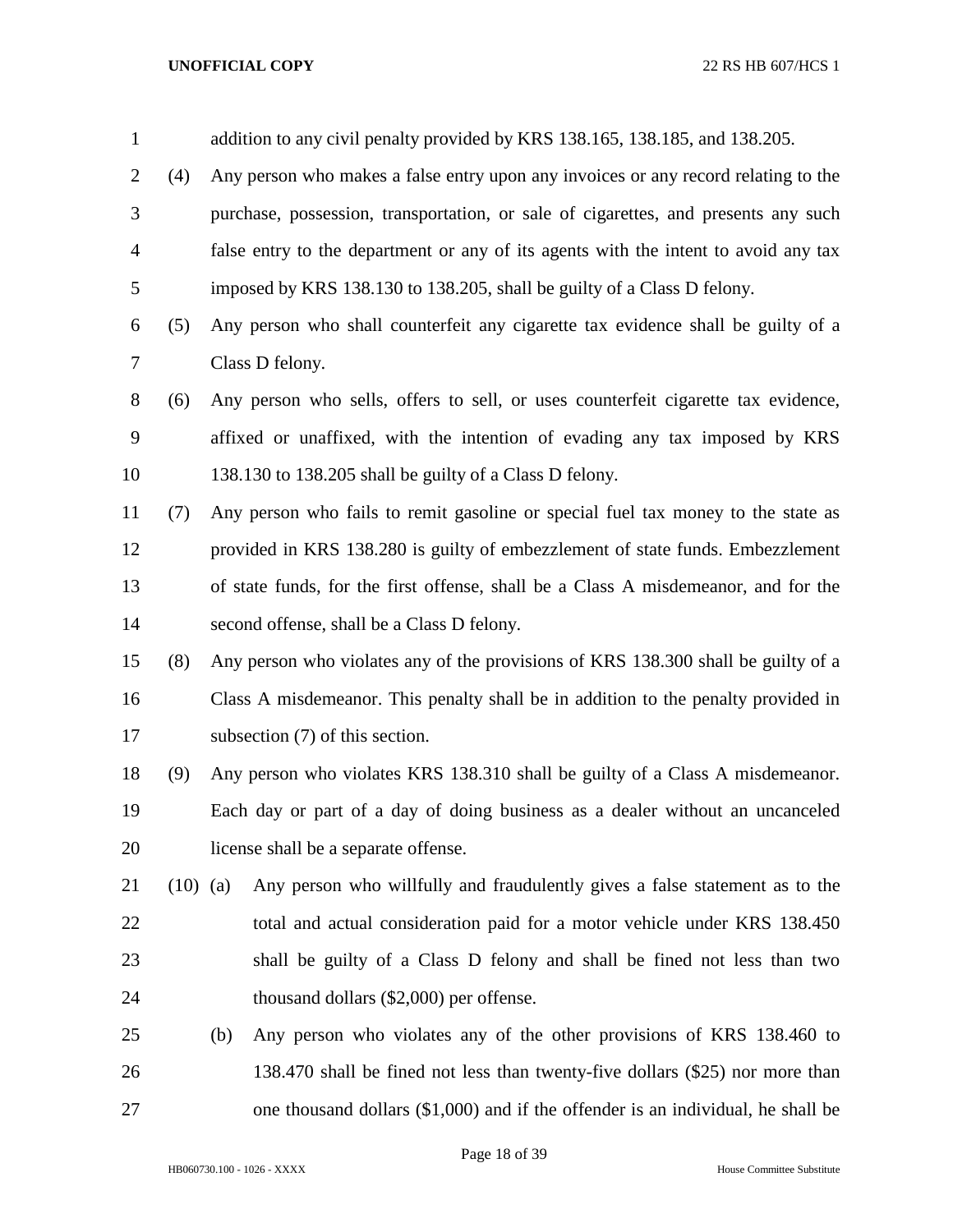addition to any civil penalty provided by KRS 138.165, 138.185, and 138.205.

(4) Any person who makes a false entry upon any invoices or any record relating to the purchase, possession, transportation, or sale of cigarettes, and presents any such false entry to the department or any of its agents with the intent to avoid any tax imposed by KRS 138.130 to 138.205, shall be guilty of a Class D felony.

(5) Any person who shall counterfeit any cigarette tax evidence shall be guilty of a Class D felony.

(6) Any person who sells, offers to sell, or uses counterfeit cigarette tax evidence, affixed or unaffixed, with the intention of evading any tax imposed by KRS 138.130 to 138.205 shall be guilty of a Class D felony.

(7) Any person who fails to remit gasoline or special fuel tax money to the state as provided in KRS 138.280 is guilty of embezzlement of state funds. Embezzlement of state funds, for the first offense, shall be a Class A misdemeanor, and for the second offense, shall be a Class D felony.

(8) Any person who violates any of the provisions of KRS 138.300 shall be guilty of a Class A misdemeanor. This penalty shall be in addition to the penalty provided in subsection (7) of this section.

(9) Any person who violates KRS 138.310 shall be guilty of a Class A misdemeanor. Each day or part of a day of doing business as a dealer without an uncanceled license shall be a separate offense.

(10) (a) Any person who willfully and fraudulently gives a false statement as to the total and actual consideration paid for a motor vehicle under KRS 138.450 shall be guilty of a Class D felony and shall be fined not less than two thousand dollars ($2,000) per offense.

(b) Any person who violates any of the other provisions of KRS 138.460 to 138.470 shall be fined not less than twenty-five dollars ($25) nor more than one thousand dollars ($1,000) and if the offender is an individual, he shall be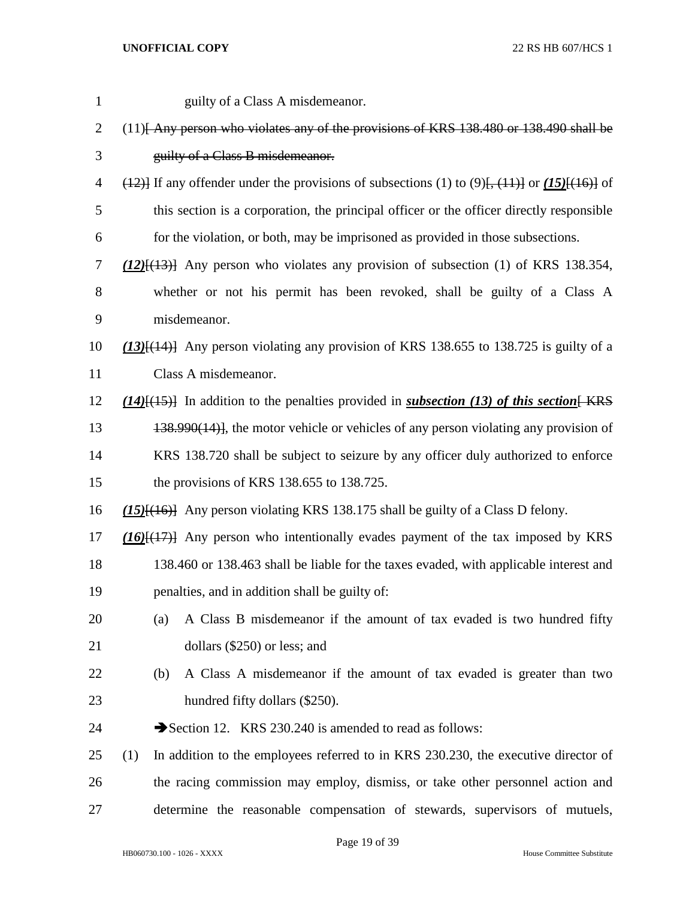guilty of a Class A misdemeanor.

(11)~~[ Any person who violates any of the provisions of KRS 138.480 or 138.490 shall be guilty of a Class B misdemeanor.~~

~~(12)]~~ If any offender under the provisions of subsections (1) to (9)~~[, (11)]~~ or ***(15)***~~[(16)]~~ of this section is a corporation, the principal officer or the officer directly responsible for the violation, or both, may be imprisoned as provided in those subsections.

***(12)***~~[(13)]~~ Any person who violates any provision of subsection (1) of KRS 138.354, whether or not his permit has been revoked, shall be guilty of a Class A misdemeanor.

***(13)***~~[(14)]~~ Any person violating any provision of KRS 138.655 to 138.725 is guilty of a Class A misdemeanor.

***(14)***~~[(15)]~~ In addition to the penalties provided in ***subsection (13) of this section***~~[ KRS 138.990(14)]~~, the motor vehicle or vehicles of any person violating any provision of KRS 138.720 shall be subject to seizure by any officer duly authorized to enforce the provisions of KRS 138.655 to 138.725.

***(15)***~~[(16)]~~ Any person violating KRS 138.175 shall be guilty of a Class D felony.

***(16)***~~[(17)]~~ Any person who intentionally evades payment of the tax imposed by KRS 138.460 or 138.463 shall be liable for the taxes evaded, with applicable interest and penalties, and in addition shall be guilty of:

(a) A Class B misdemeanor if the amount of tax evaded is two hundred fifty dollars ($250) or less; and

(b) A Class A misdemeanor if the amount of tax evaded is greater than two hundred fifty dollars ($250).

➔Section 12. KRS 230.240 is amended to read as follows:

(1) In addition to the employees referred to in KRS 230.230, the executive director of the racing commission may employ, dismiss, or take other personnel action and determine the reasonable compensation of stewards, supervisors of mutuels,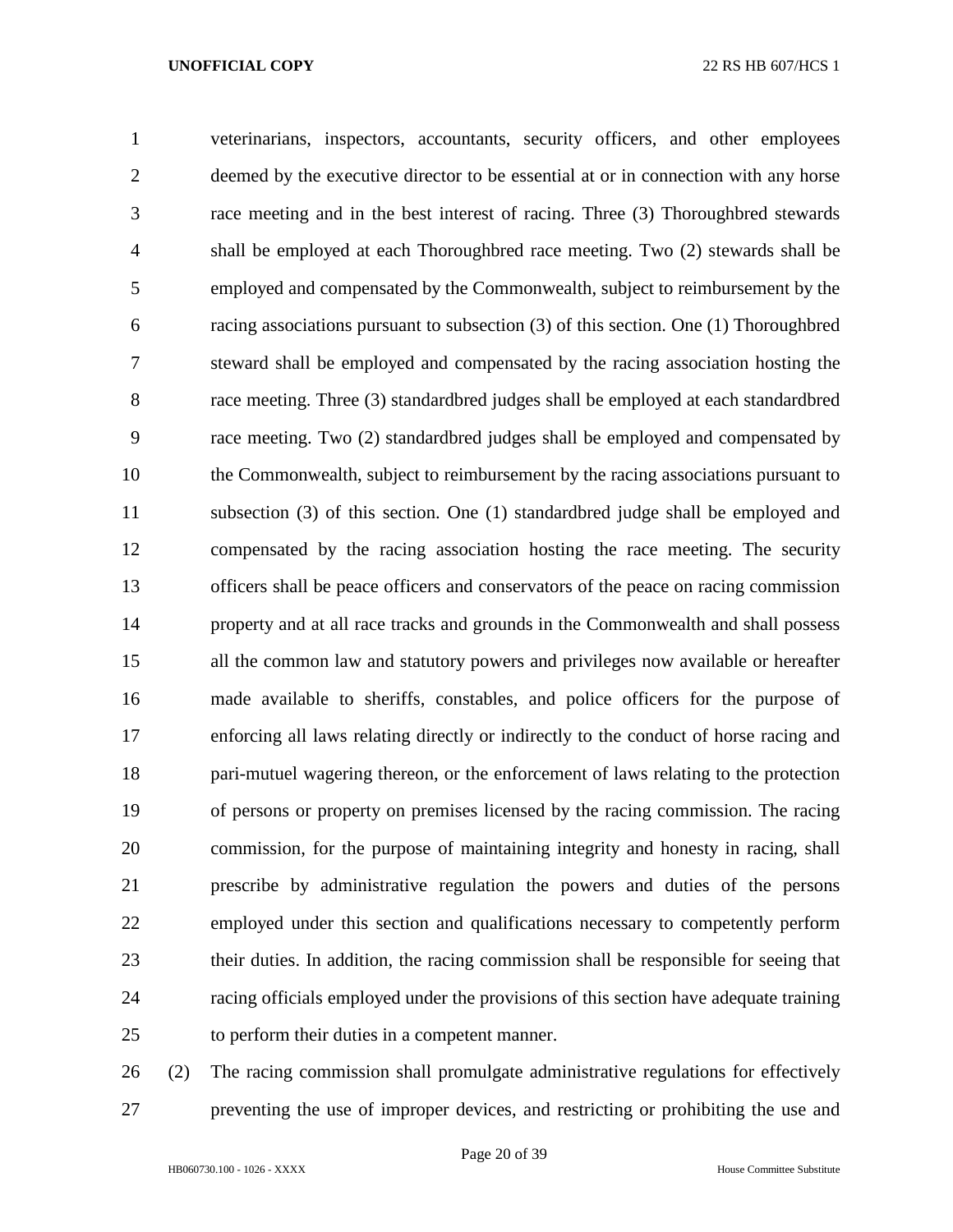veterinarians, inspectors, accountants, security officers, and other employees deemed by the executive director to be essential at or in connection with any horse race meeting and in the best interest of racing. Three (3) Thoroughbred stewards shall be employed at each Thoroughbred race meeting. Two (2) stewards shall be employed and compensated by the Commonwealth, subject to reimbursement by the racing associations pursuant to subsection (3) of this section. One (1) Thoroughbred steward shall be employed and compensated by the racing association hosting the race meeting. Three (3) standardbred judges shall be employed at each standardbred race meeting. Two (2) standardbred judges shall be employed and compensated by the Commonwealth, subject to reimbursement by the racing associations pursuant to subsection (3) of this section. One (1) standardbred judge shall be employed and compensated by the racing association hosting the race meeting. The security officers shall be peace officers and conservators of the peace on racing commission property and at all race tracks and grounds in the Commonwealth and shall possess all the common law and statutory powers and privileges now available or hereafter made available to sheriffs, constables, and police officers for the purpose of enforcing all laws relating directly or indirectly to the conduct of horse racing and pari-mutuel wagering thereon, or the enforcement of laws relating to the protection of persons or property on premises licensed by the racing commission. The racing commission, for the purpose of maintaining integrity and honesty in racing, shall prescribe by administrative regulation the powers and duties of the persons employed under this section and qualifications necessary to competently perform their duties. In addition, the racing commission shall be responsible for seeing that racing officials employed under the provisions of this section have adequate training to perform their duties in a competent manner.

(2) The racing commission shall promulgate administrative regulations for effectively preventing the use of improper devices, and restricting or prohibiting the use and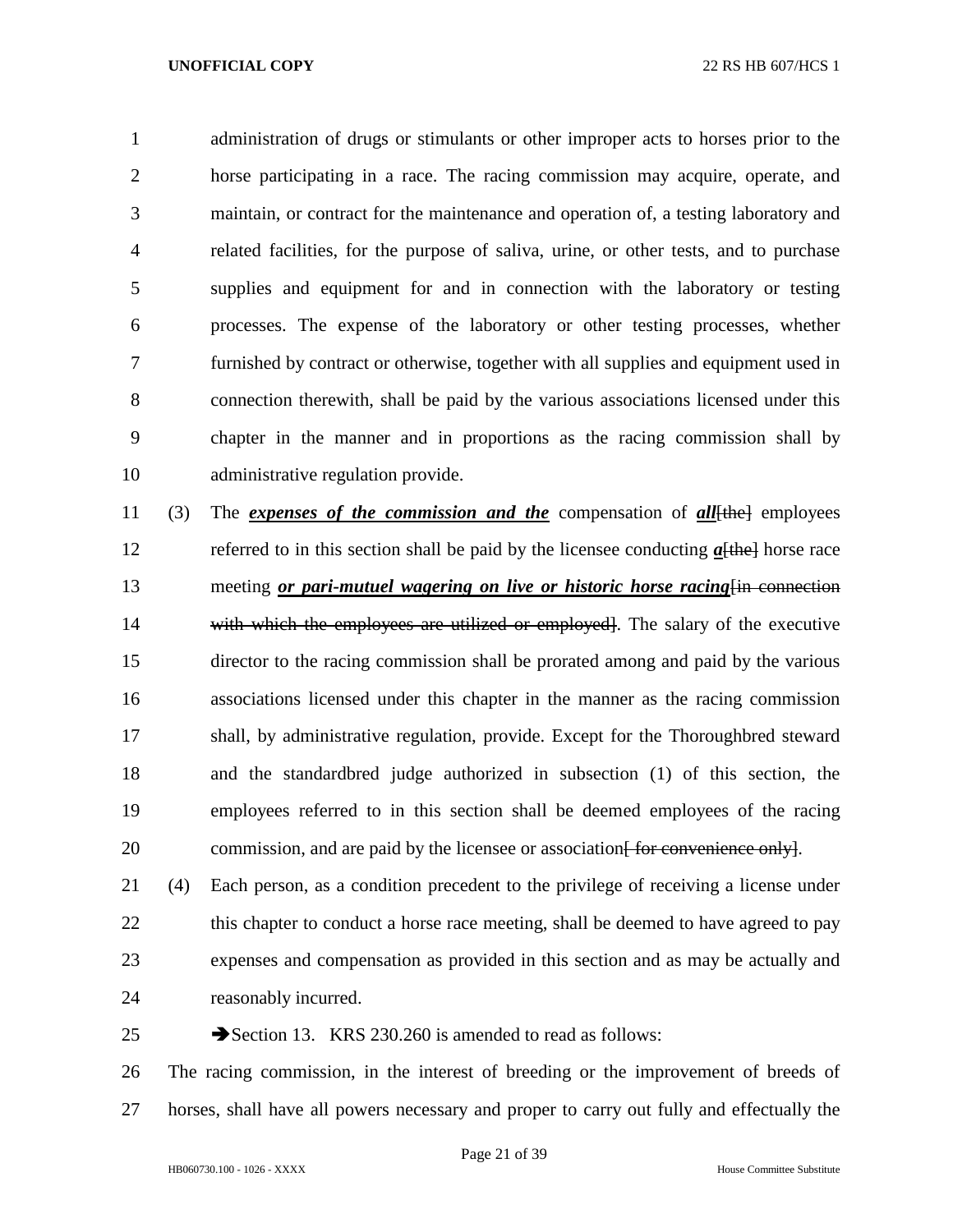administration of drugs or stimulants or other improper acts to horses prior to the horse participating in a race. The racing commission may acquire, operate, and maintain, or contract for the maintenance and operation of, a testing laboratory and related facilities, for the purpose of saliva, urine, or other tests, and to purchase supplies and equipment for and in connection with the laboratory or testing processes. The expense of the laboratory or other testing processes, whether furnished by contract or otherwise, together with all supplies and equipment used in connection therewith, shall be paid by the various associations licensed under this chapter in the manner and in proportions as the racing commission shall by administrative regulation provide.

(3) The ***expenses of the commission and the*** compensation of ***all***[the] employees referred to in this section shall be paid by the licensee conducting ***a***[the] horse race meeting ***or pari-mutuel wagering on live or historic horse racing***[in connection with which the employees are utilized or employed]. The salary of the executive director to the racing commission shall be prorated among and paid by the various associations licensed under this chapter in the manner as the racing commission shall, by administrative regulation, provide. Except for the Thoroughbred steward and the standardbred judge authorized in subsection (1) of this section, the employees referred to in this section shall be deemed employees of the racing commission, and are paid by the licensee or association[ for convenience only].

(4) Each person, as a condition precedent to the privilege of receiving a license under this chapter to conduct a horse race meeting, shall be deemed to have agreed to pay expenses and compensation as provided in this section and as may be actually and reasonably incurred.

➔Section 13. KRS 230.260 is amended to read as follows:

The racing commission, in the interest of breeding or the improvement of breeds of horses, shall have all powers necessary and proper to carry out fully and effectually the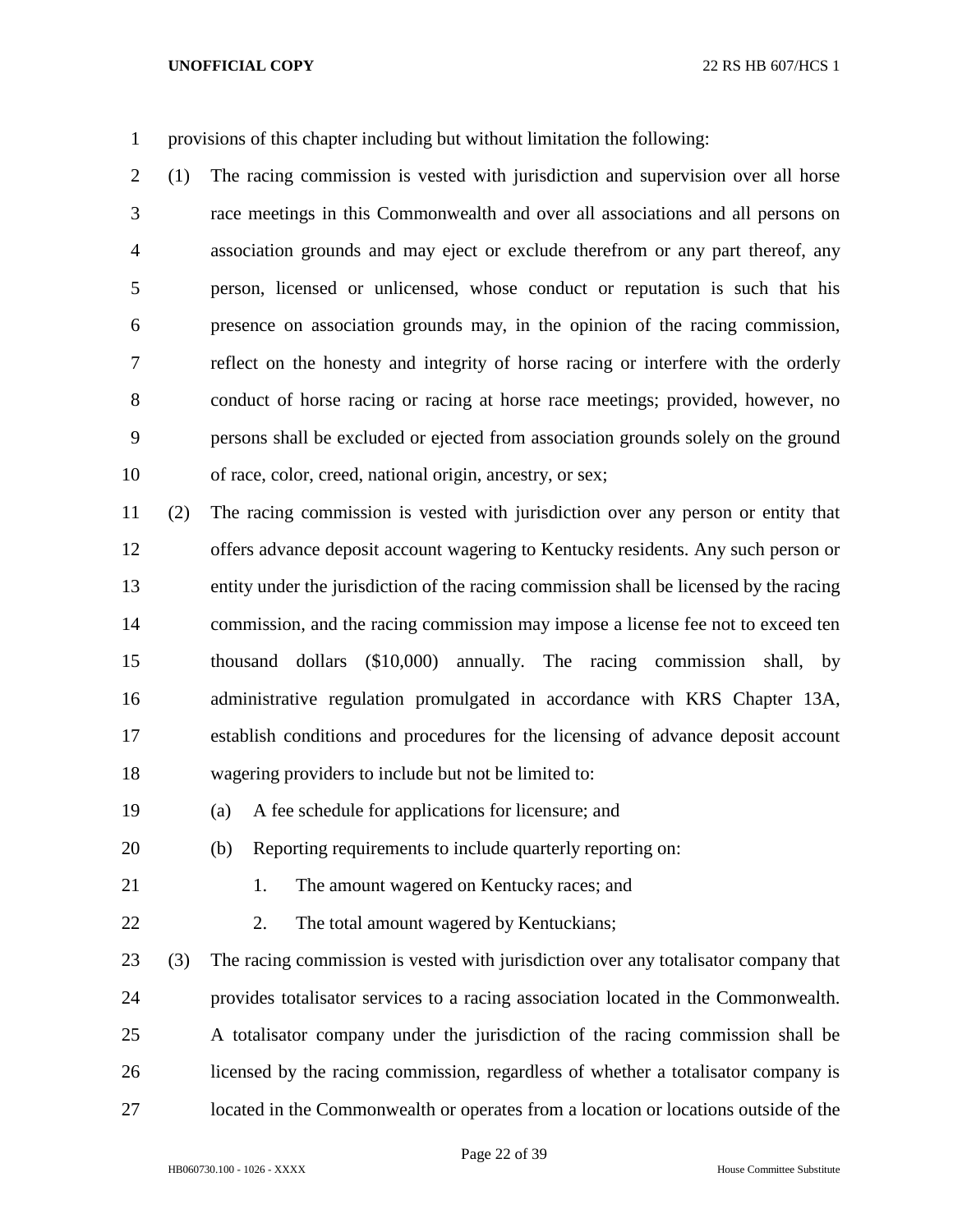provisions of this chapter including but without limitation the following:

(1) The racing commission is vested with jurisdiction and supervision over all horse race meetings in this Commonwealth and over all associations and all persons on association grounds and may eject or exclude therefrom or any part thereof, any person, licensed or unlicensed, whose conduct or reputation is such that his presence on association grounds may, in the opinion of the racing commission, reflect on the honesty and integrity of horse racing or interfere with the orderly conduct of horse racing or racing at horse race meetings; provided, however, no persons shall be excluded or ejected from association grounds solely on the ground of race, color, creed, national origin, ancestry, or sex;

(2) The racing commission is vested with jurisdiction over any person or entity that offers advance deposit account wagering to Kentucky residents. Any such person or entity under the jurisdiction of the racing commission shall be licensed by the racing commission, and the racing commission may impose a license fee not to exceed ten thousand dollars ($10,000) annually. The racing commission shall, by administrative regulation promulgated in accordance with KRS Chapter 13A, establish conditions and procedures for the licensing of advance deposit account wagering providers to include but not be limited to:

   (a) A fee schedule for applications for licensure; and

   (b) Reporting requirements to include quarterly reporting on:

      1. The amount wagered on Kentucky races; and

      2. The total amount wagered by Kentuckians;

(3) The racing commission is vested with jurisdiction over any totalisator company that provides totalisator services to a racing association located in the Commonwealth. A totalisator company under the jurisdiction of the racing commission shall be licensed by the racing commission, regardless of whether a totalisator company is located in the Commonwealth or operates from a location or locations outside of the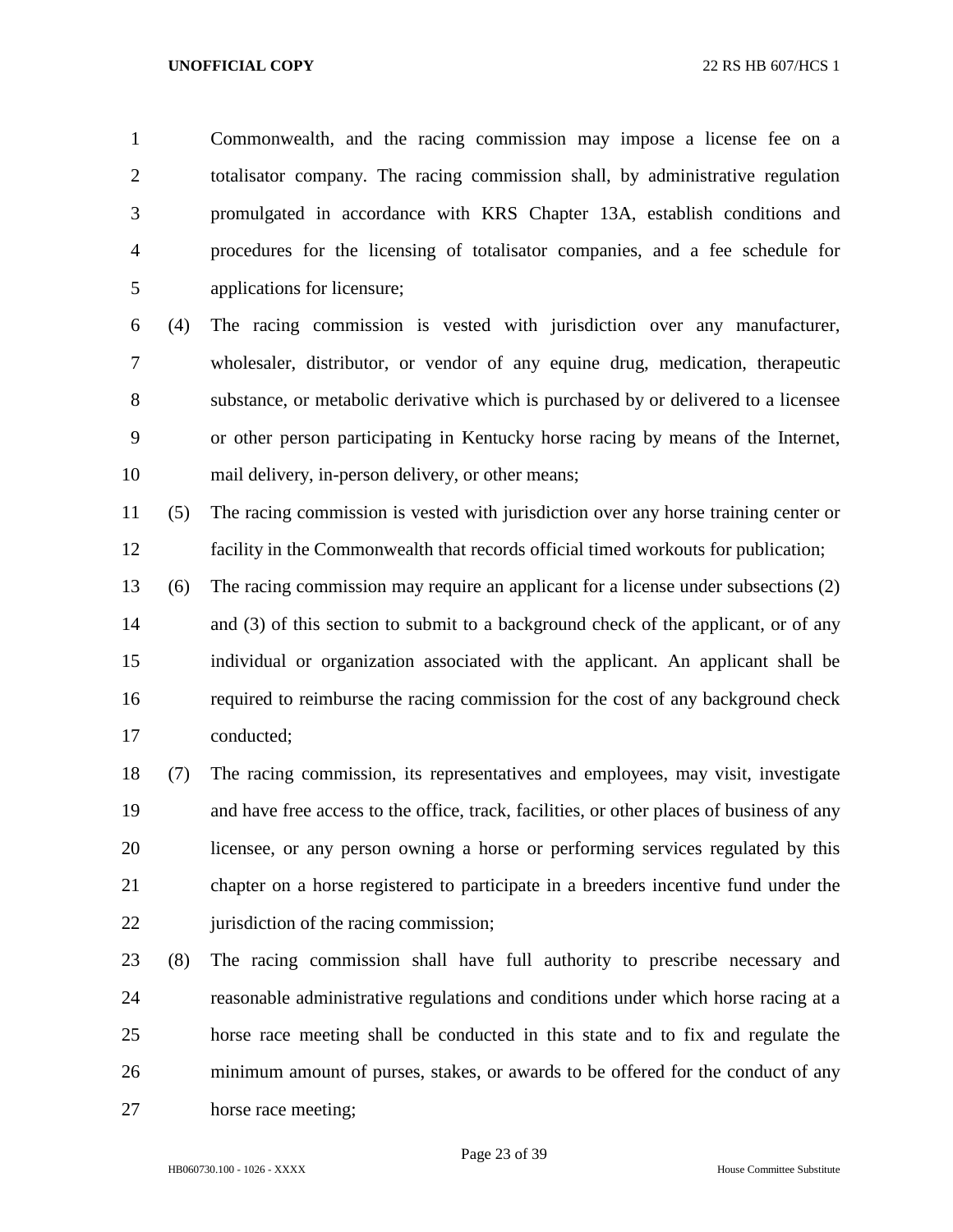Commonwealth, and the racing commission may impose a license fee on a totalisator company. The racing commission shall, by administrative regulation promulgated in accordance with KRS Chapter 13A, establish conditions and procedures for the licensing of totalisator companies, and a fee schedule for applications for licensure;

(4) The racing commission is vested with jurisdiction over any manufacturer, wholesaler, distributor, or vendor of any equine drug, medication, therapeutic substance, or metabolic derivative which is purchased by or delivered to a licensee or other person participating in Kentucky horse racing by means of the Internet, mail delivery, in-person delivery, or other means;

(5) The racing commission is vested with jurisdiction over any horse training center or facility in the Commonwealth that records official timed workouts for publication;

(6) The racing commission may require an applicant for a license under subsections (2) and (3) of this section to submit to a background check of the applicant, or of any individual or organization associated with the applicant. An applicant shall be required to reimburse the racing commission for the cost of any background check conducted;

(7) The racing commission, its representatives and employees, may visit, investigate and have free access to the office, track, facilities, or other places of business of any licensee, or any person owning a horse or performing services regulated by this chapter on a horse registered to participate in a breeders incentive fund under the jurisdiction of the racing commission;

(8) The racing commission shall have full authority to prescribe necessary and reasonable administrative regulations and conditions under which horse racing at a horse race meeting shall be conducted in this state and to fix and regulate the minimum amount of purses, stakes, or awards to be offered for the conduct of any horse race meeting;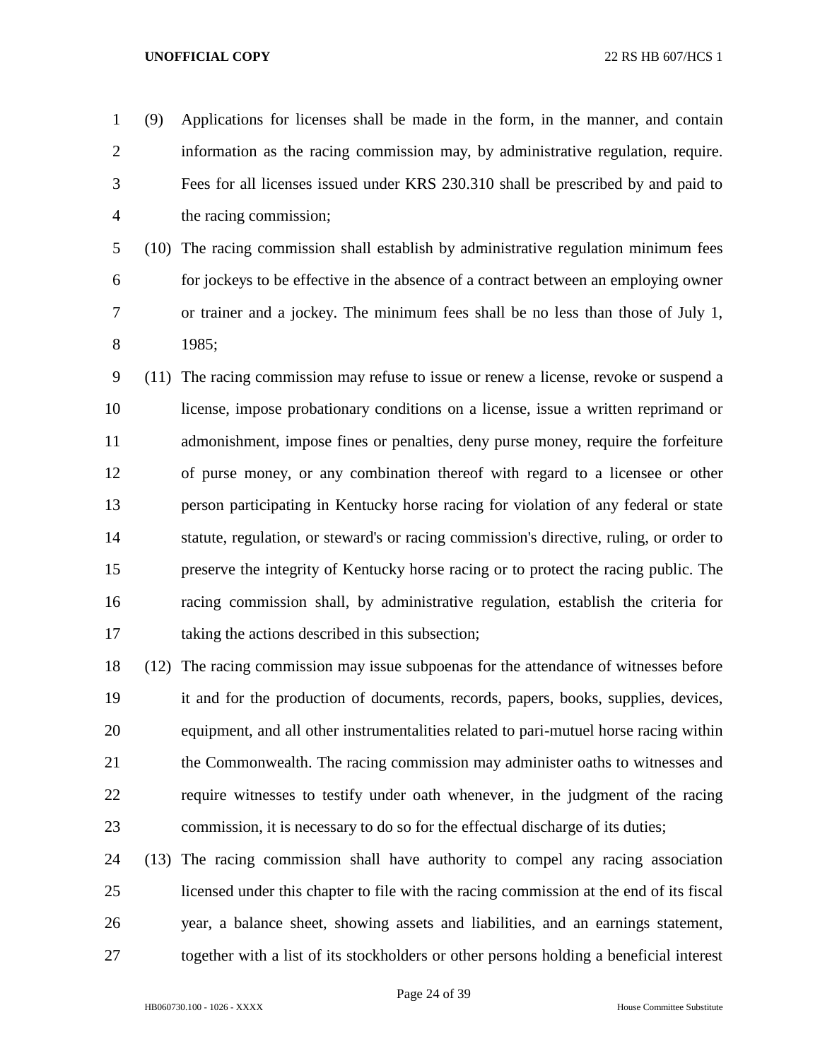(9) Applications for licenses shall be made in the form, in the manner, and contain information as the racing commission may, by administrative regulation, require. Fees for all licenses issued under KRS 230.310 shall be prescribed by and paid to the racing commission;

(10) The racing commission shall establish by administrative regulation minimum fees for jockeys to be effective in the absence of a contract between an employing owner or trainer and a jockey. The minimum fees shall be no less than those of July 1, 1985;

(11) The racing commission may refuse to issue or renew a license, revoke or suspend a license, impose probationary conditions on a license, issue a written reprimand or admonishment, impose fines or penalties, deny purse money, require the forfeiture of purse money, or any combination thereof with regard to a licensee or other person participating in Kentucky horse racing for violation of any federal or state statute, regulation, or steward's or racing commission's directive, ruling, or order to preserve the integrity of Kentucky horse racing or to protect the racing public. The racing commission shall, by administrative regulation, establish the criteria for taking the actions described in this subsection;

(12) The racing commission may issue subpoenas for the attendance of witnesses before it and for the production of documents, records, papers, books, supplies, devices, equipment, and all other instrumentalities related to pari-mutuel horse racing within the Commonwealth. The racing commission may administer oaths to witnesses and require witnesses to testify under oath whenever, in the judgment of the racing commission, it is necessary to do so for the effectual discharge of its duties;

(13) The racing commission shall have authority to compel any racing association licensed under this chapter to file with the racing commission at the end of its fiscal year, a balance sheet, showing assets and liabilities, and an earnings statement, together with a list of its stockholders or other persons holding a beneficial interest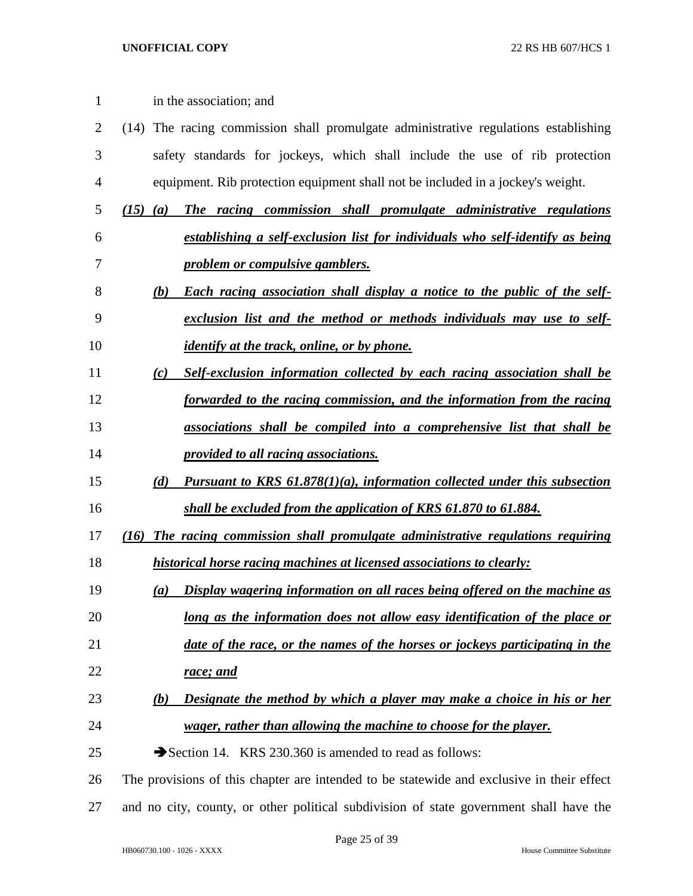in the association; and

(14) The racing commission shall promulgate administrative regulations establishing safety standards for jockeys, which shall include the use of rib protection equipment. Rib protection equipment shall not be included in a jockey's weight.

***(15) (a) The racing commission shall promulgate administrative regulations establishing a self-exclusion list for individuals who self-identify as being problem or compulsive gamblers.***

***(b) Each racing association shall display a notice to the public of the self-exclusion list and the method or methods individuals may use to self-identify at the track, online, or by phone.***

***(c) Self-exclusion information collected by each racing association shall be forwarded to the racing commission, and the information from the racing associations shall be compiled into a comprehensive list that shall be provided to all racing associations.***

***(d) Pursuant to KRS 61.878(1)(a), information collected under this subsection shall be excluded from the application of KRS 61.870 to 61.884.***

***(16) The racing commission shall promulgate administrative regulations requiring historical horse racing machines at licensed associations to clearly:***

***(a) Display wagering information on all races being offered on the machine as long as the information does not allow easy identification of the place or date of the race, or the names of the horses or jockeys participating in the race; and***

***(b) Designate the method by which a player may make a choice in his or her wager, rather than allowing the machine to choose for the player.***

➔Section 14. KRS 230.360 is amended to read as follows:

The provisions of this chapter are intended to be statewide and exclusive in their effect and no city, county, or other political subdivision of state government shall have the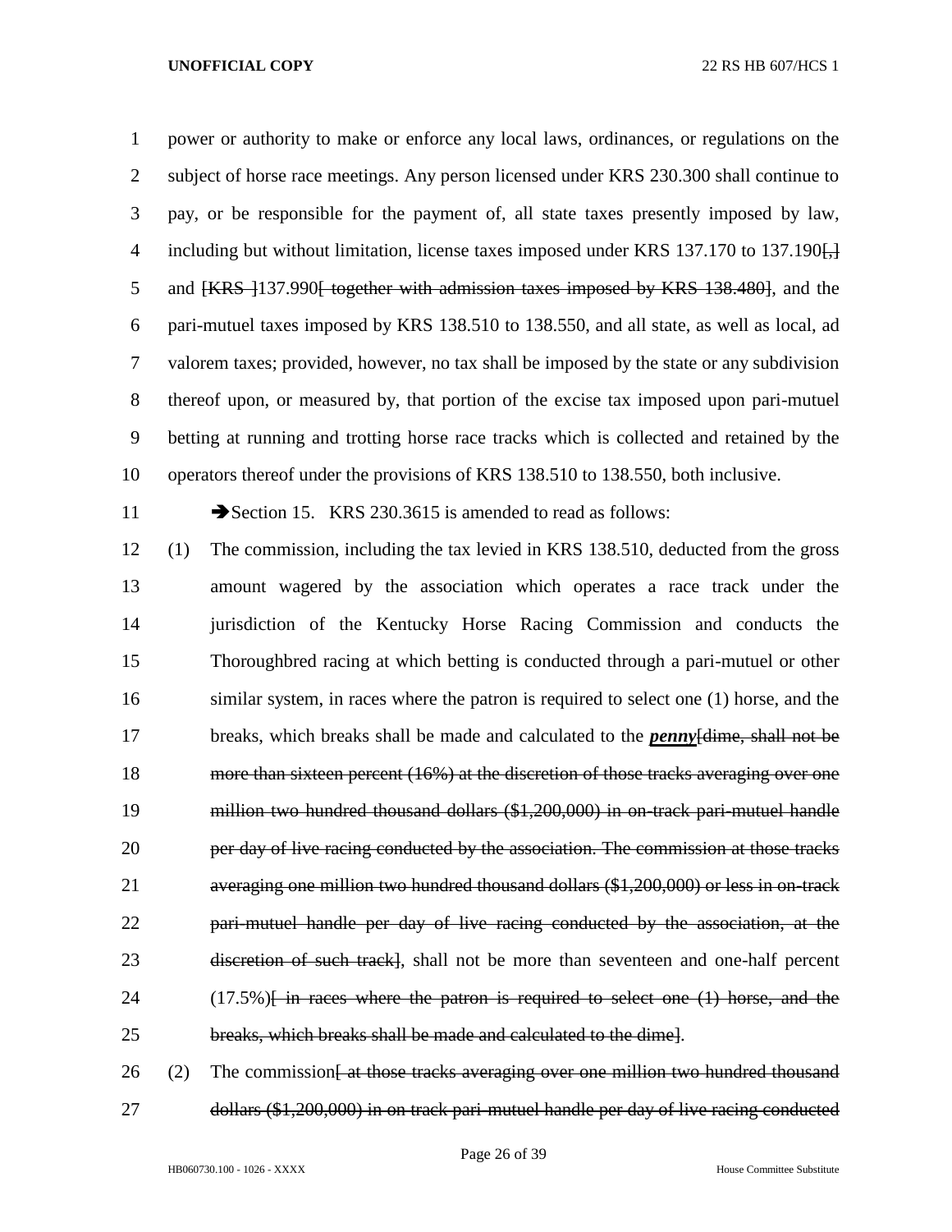power or authority to make or enforce any local laws, ordinances, or regulations on the subject of horse race meetings. Any person licensed under KRS 230.300 shall continue to pay, or be responsible for the payment of, all state taxes presently imposed by law, including but without limitation, license taxes imposed under KRS 137.170 to 137.190~~[,]~~ and ~~[KRS ]~~137.990~~[ together with admission taxes imposed by KRS 138.480]~~, and the pari-mutuel taxes imposed by KRS 138.510 to 138.550, and all state, as well as local, ad valorem taxes; provided, however, no tax shall be imposed by the state or any subdivision thereof upon, or measured by, that portion of the excise tax imposed upon pari-mutuel betting at running and trotting horse race tracks which is collected and retained by the operators thereof under the provisions of KRS 138.510 to 138.550, both inclusive.

➔Section 15. KRS 230.3615 is amended to read as follows:

(1) The commission, including the tax levied in KRS 138.510, deducted from the gross amount wagered by the association which operates a race track under the jurisdiction of the Kentucky Horse Racing Commission and conducts the Thoroughbred racing at which betting is conducted through a pari-mutuel or other similar system, in races where the patron is required to select one (1) horse, and the breaks, which breaks shall be made and calculated to the ***penny***~~[dime, shall not be more than sixteen percent (16%) at the discretion of those tracks averaging over one million two hundred thousand dollars ($1,200,000) in on-track pari-mutuel handle per day of live racing conducted by the association. The commission at those tracks averaging one million two hundred thousand dollars ($1,200,000) or less in on-track pari-mutuel handle per day of live racing conducted by the association, at the discretion of such track]~~, shall not be more than seventeen and one-half percent (17.5%)~~[ in races where the patron is required to select one (1) horse, and the breaks, which breaks shall be made and calculated to the dime]~~.

(2) The commission~~[ at those tracks averaging over one million two hundred thousand dollars ($1,200,000) in on track pari-mutuel handle per day of live racing conducted~~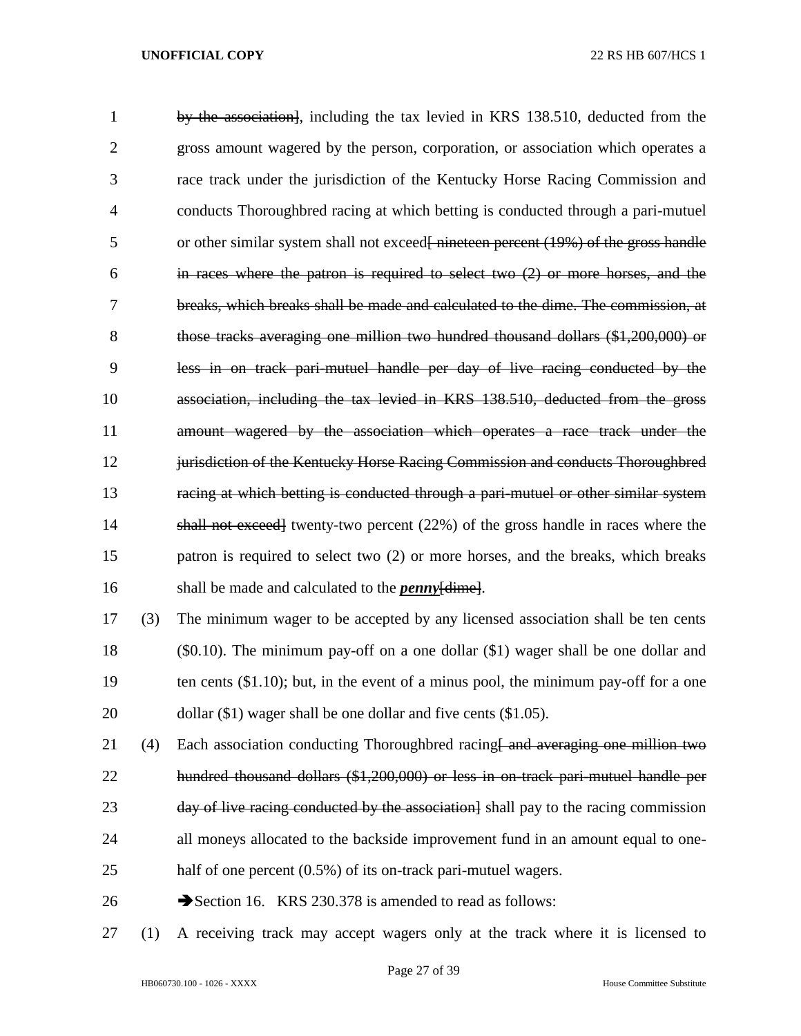~~by the association]~~, including the tax levied in KRS 138.510, deducted from the gross amount wagered by the person, corporation, or association which operates a race track under the jurisdiction of the Kentucky Horse Racing Commission and conducts Thoroughbred racing at which betting is conducted through a pari-mutuel or other similar system shall not exceed~~[ nineteen percent (19%) of the gross handle in races where the patron is required to select two (2) or more horses, and the breaks, which breaks shall be made and calculated to the dime. The commission, at those tracks averaging one million two hundred thousand dollars ($1,200,000) or less in on track pari-mutuel handle per day of live racing conducted by the association, including the tax levied in KRS 138.510, deducted from the gross amount wagered by the association which operates a race track under the jurisdiction of the Kentucky Horse Racing Commission and conducts Thoroughbred racing at which betting is conducted through a pari-mutuel or other similar system shall not exceed]~~ twenty-two percent (22%) of the gross handle in races where the patron is required to select two (2) or more horses, and the breaks, which breaks shall be made and calculated to the ***penny***~~[dime]~~.

(3) The minimum wager to be accepted by any licensed association shall be ten cents ($0.10). The minimum pay-off on a one dollar ($1) wager shall be one dollar and ten cents ($1.10); but, in the event of a minus pool, the minimum pay-off for a one dollar ($1) wager shall be one dollar and five cents ($1.05).

(4) Each association conducting Thoroughbred racing~~[ and averaging one million two hundred thousand dollars ($1,200,000) or less in on-track pari-mutuel handle per day of live racing conducted by the association]~~ shall pay to the racing commission all moneys allocated to the backside improvement fund in an amount equal to one-half of one percent (0.5%) of its on-track pari-mutuel wagers.

➔Section 16. KRS 230.378 is amended to read as follows:

(1) A receiving track may accept wagers only at the track where it is licensed to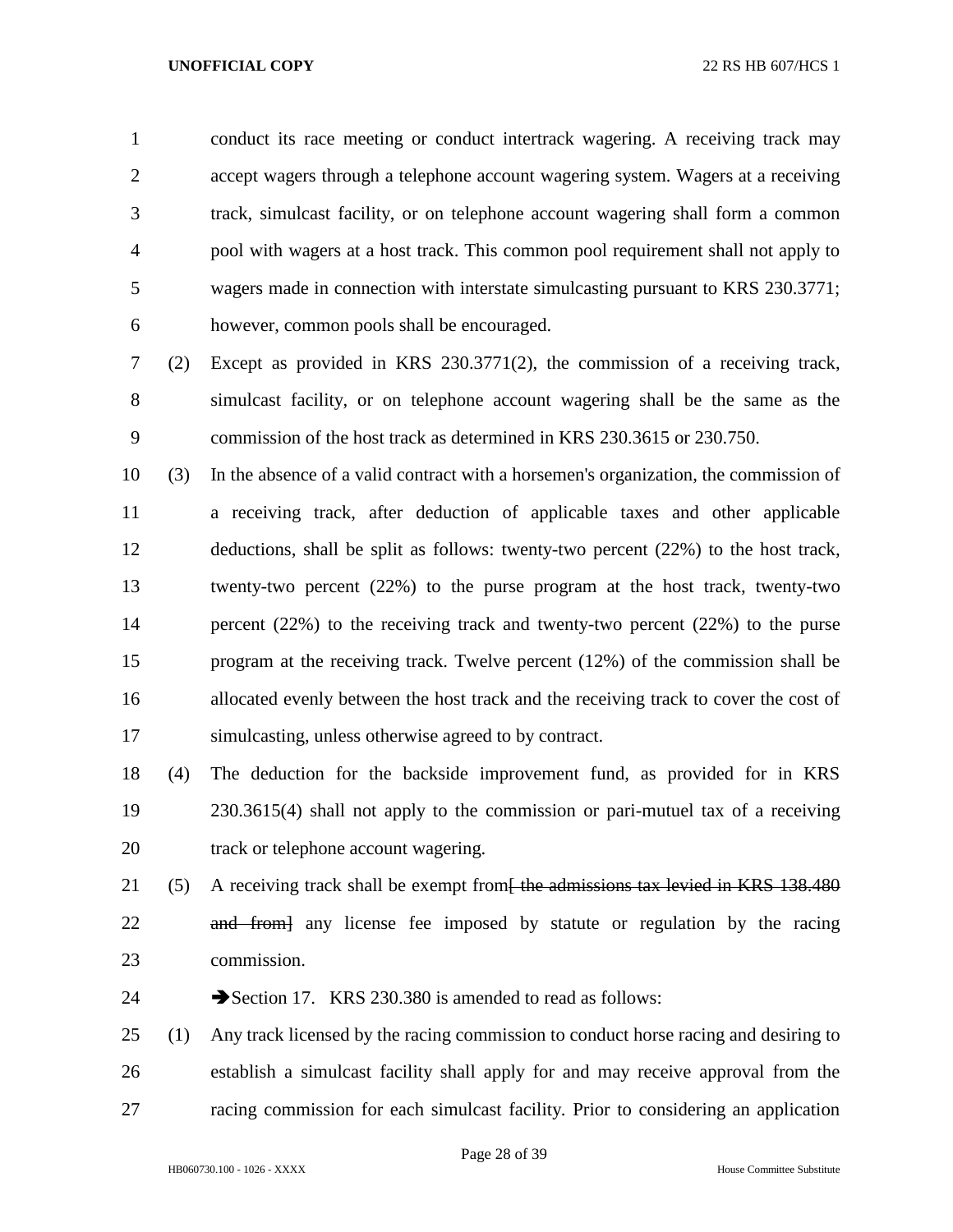conduct its race meeting or conduct intertrack wagering. A receiving track may accept wagers through a telephone account wagering system. Wagers at a receiving track, simulcast facility, or on telephone account wagering shall form a common pool with wagers at a host track. This common pool requirement shall not apply to wagers made in connection with interstate simulcasting pursuant to KRS 230.3771; however, common pools shall be encouraged.

(2) Except as provided in KRS 230.3771(2), the commission of a receiving track, simulcast facility, or on telephone account wagering shall be the same as the commission of the host track as determined in KRS 230.3615 or 230.750.

(3) In the absence of a valid contract with a horsemen's organization, the commission of a receiving track, after deduction of applicable taxes and other applicable deductions, shall be split as follows: twenty-two percent (22%) to the host track, twenty-two percent (22%) to the purse program at the host track, twenty-two percent (22%) to the receiving track and twenty-two percent (22%) to the purse program at the receiving track. Twelve percent (12%) of the commission shall be allocated evenly between the host track and the receiving track to cover the cost of simulcasting, unless otherwise agreed to by contract.

(4) The deduction for the backside improvement fund, as provided for in KRS 230.3615(4) shall not apply to the commission or pari-mutuel tax of a receiving track or telephone account wagering.

(5) A receiving track shall be exempt from~~[ the admissions tax levied in KRS 138.480 and from]~~ any license fee imposed by statute or regulation by the racing commission.

➔Section 17. KRS 230.380 is amended to read as follows:

(1) Any track licensed by the racing commission to conduct horse racing and desiring to establish a simulcast facility shall apply for and may receive approval from the racing commission for each simulcast facility. Prior to considering an application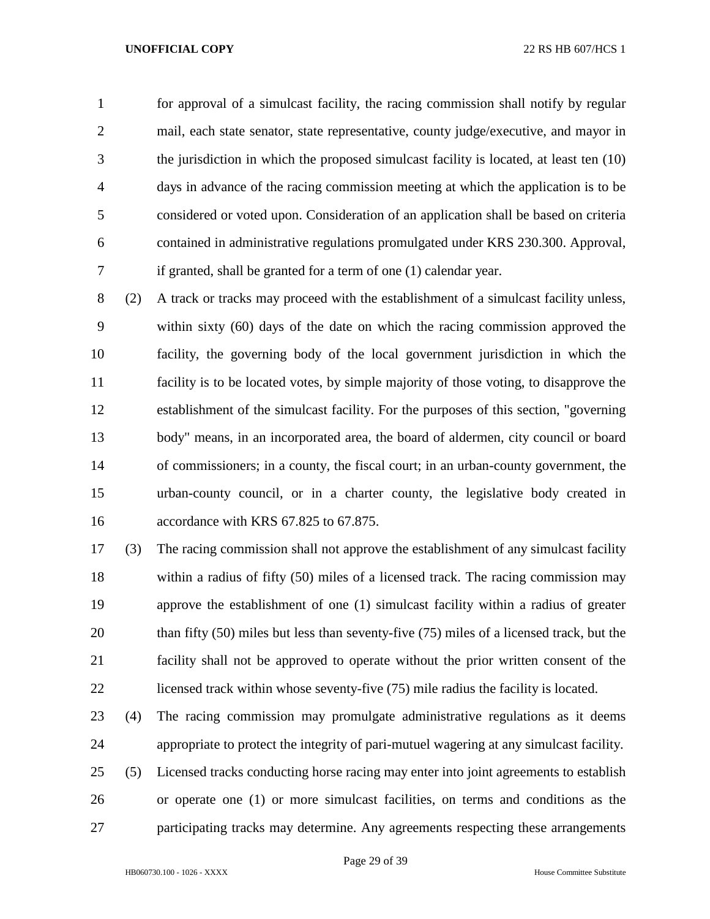for approval of a simulcast facility, the racing commission shall notify by regular mail, each state senator, state representative, county judge/executive, and mayor in the jurisdiction in which the proposed simulcast facility is located, at least ten (10) days in advance of the racing commission meeting at which the application is to be considered or voted upon. Consideration of an application shall be based on criteria contained in administrative regulations promulgated under KRS 230.300. Approval, if granted, shall be granted for a term of one (1) calendar year.

(2) A track or tracks may proceed with the establishment of a simulcast facility unless, within sixty (60) days of the date on which the racing commission approved the facility, the governing body of the local government jurisdiction in which the facility is to be located votes, by simple majority of those voting, to disapprove the establishment of the simulcast facility. For the purposes of this section, "governing body" means, in an incorporated area, the board of aldermen, city council or board of commissioners; in a county, the fiscal court; in an urban-county government, the urban-county council, or in a charter county, the legislative body created in accordance with KRS 67.825 to 67.875.

(3) The racing commission shall not approve the establishment of any simulcast facility within a radius of fifty (50) miles of a licensed track. The racing commission may approve the establishment of one (1) simulcast facility within a radius of greater than fifty (50) miles but less than seventy-five (75) miles of a licensed track, but the facility shall not be approved to operate without the prior written consent of the licensed track within whose seventy-five (75) mile radius the facility is located.

(4) The racing commission may promulgate administrative regulations as it deems appropriate to protect the integrity of pari-mutuel wagering at any simulcast facility.

(5) Licensed tracks conducting horse racing may enter into joint agreements to establish or operate one (1) or more simulcast facilities, on terms and conditions as the participating tracks may determine. Any agreements respecting these arrangements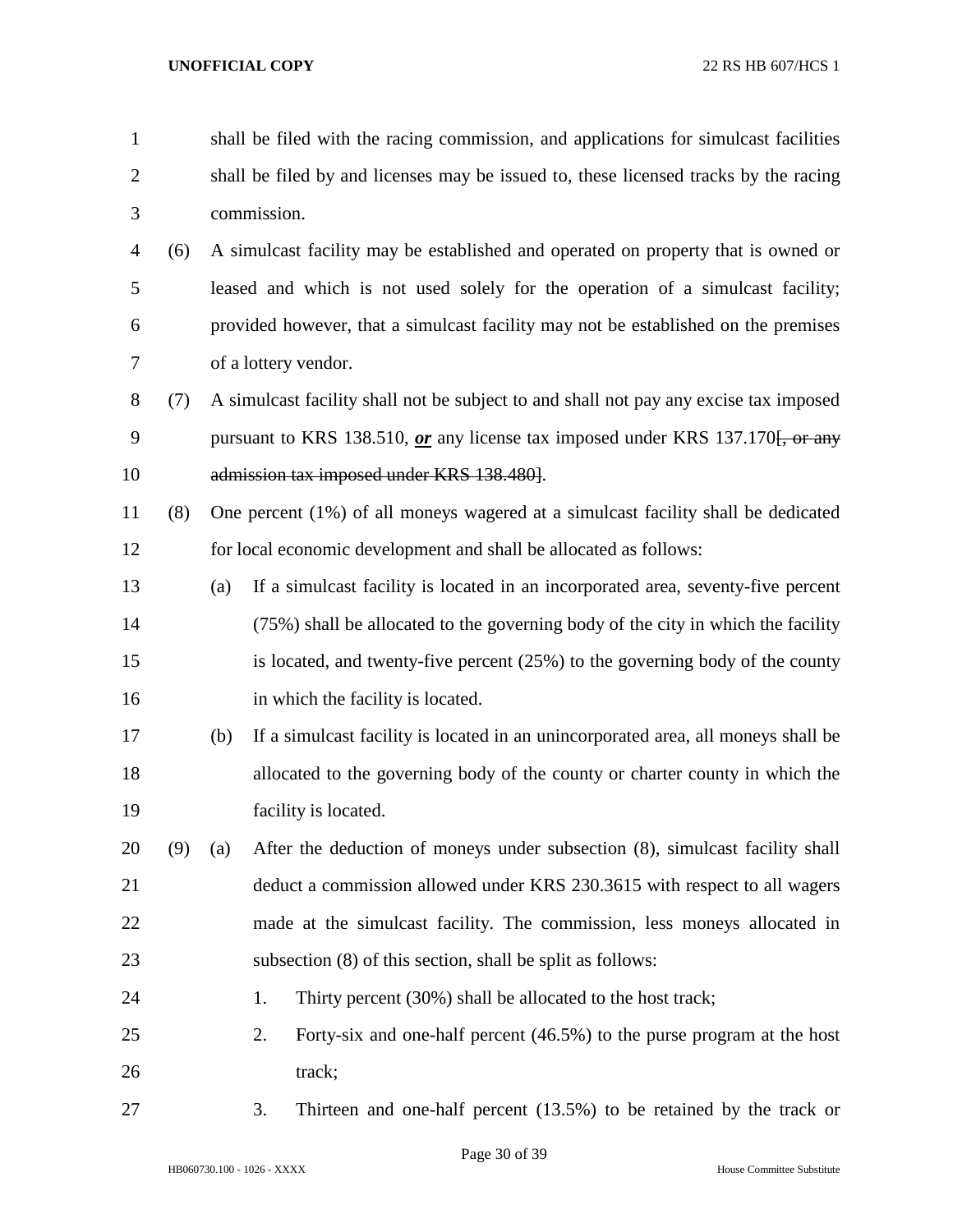shall be filed with the racing commission, and applications for simulcast facilities shall be filed by and licenses may be issued to, these licensed tracks by the racing commission.

(6) A simulcast facility may be established and operated on property that is owned or leased and which is not used solely for the operation of a simulcast facility; provided however, that a simulcast facility may not be established on the premises of a lottery vendor.

(7) A simulcast facility shall not be subject to and shall not pay any excise tax imposed pursuant to KRS 138.510, ***or*** any license tax imposed under KRS 137.170~~[, or any admission tax imposed under KRS 138.480]~~.

(8) One percent (1%) of all moneys wagered at a simulcast facility shall be dedicated for local economic development and shall be allocated as follows:

(a) If a simulcast facility is located in an incorporated area, seventy-five percent (75%) shall be allocated to the governing body of the city in which the facility is located, and twenty-five percent (25%) to the governing body of the county in which the facility is located.

(b) If a simulcast facility is located in an unincorporated area, all moneys shall be allocated to the governing body of the county or charter county in which the facility is located.

(9) (a) After the deduction of moneys under subsection (8), simulcast facility shall deduct a commission allowed under KRS 230.3615 with respect to all wagers made at the simulcast facility. The commission, less moneys allocated in subsection (8) of this section, shall be split as follows:

1. Thirty percent (30%) shall be allocated to the host track;
2. Forty-six and one-half percent (46.5%) to the purse program at the host track;
3. Thirteen and one-half percent (13.5%) to be retained by the track or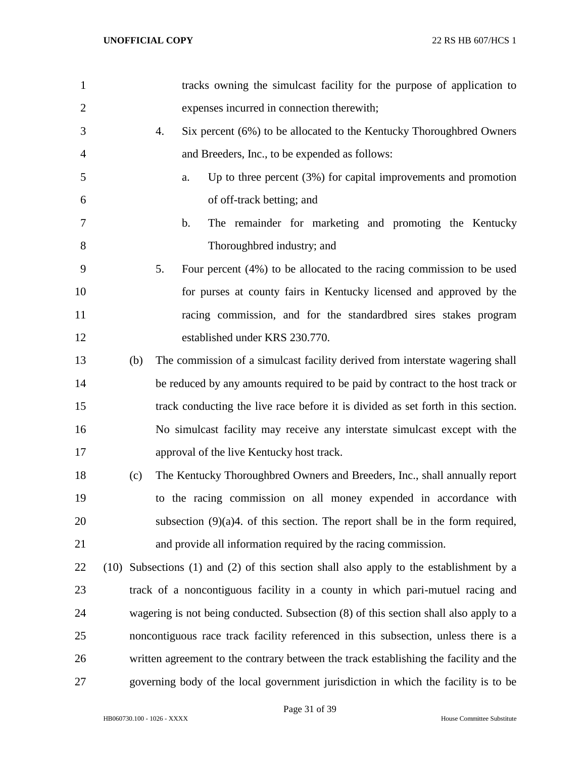tracks owning the simulcast facility for the purpose of application to expenses incurred in connection therewith;

4. Six percent (6%) to be allocated to the Kentucky Thoroughbred Owners and Breeders, Inc., to be expended as follows:

   a. Up to three percent (3%) for capital improvements and promotion of off-track betting; and

   b. The remainder for marketing and promoting the Kentucky Thoroughbred industry; and

5. Four percent (4%) to be allocated to the racing commission to be used for purses at county fairs in Kentucky licensed and approved by the racing commission, and for the standardbred sires stakes program established under KRS 230.770.

(b) The commission of a simulcast facility derived from interstate wagering shall be reduced by any amounts required to be paid by contract to the host track or track conducting the live race before it is divided as set forth in this section. No simulcast facility may receive any interstate simulcast except with the approval of the live Kentucky host track.

(c) The Kentucky Thoroughbred Owners and Breeders, Inc., shall annually report to the racing commission on all money expended in accordance with subsection (9)(a)4. of this section. The report shall be in the form required, and provide all information required by the racing commission.

(10) Subsections (1) and (2) of this section shall also apply to the establishment by a track of a noncontiguous facility in a county in which pari-mutuel racing and wagering is not being conducted. Subsection (8) of this section shall also apply to a noncontiguous race track facility referenced in this subsection, unless there is a written agreement to the contrary between the track establishing the facility and the governing body of the local government jurisdiction in which the facility is to be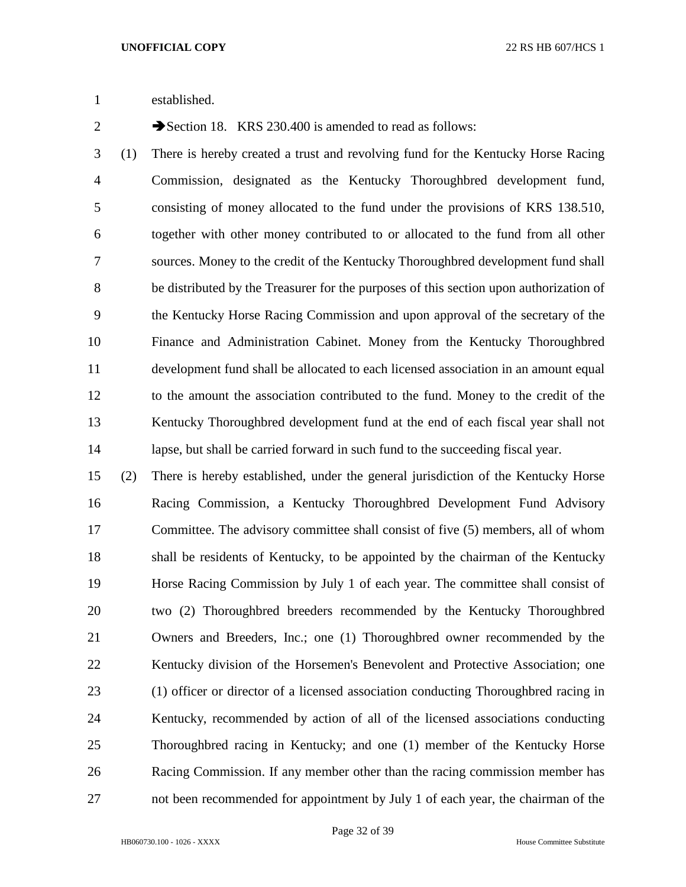established.

➔Section 18. KRS 230.400 is amended to read as follows:

(1) There is hereby created a trust and revolving fund for the Kentucky Horse Racing Commission, designated as the Kentucky Thoroughbred development fund, consisting of money allocated to the fund under the provisions of KRS 138.510, together with other money contributed to or allocated to the fund from all other sources. Money to the credit of the Kentucky Thoroughbred development fund shall be distributed by the Treasurer for the purposes of this section upon authorization of the Kentucky Horse Racing Commission and upon approval of the secretary of the Finance and Administration Cabinet. Money from the Kentucky Thoroughbred development fund shall be allocated to each licensed association in an amount equal to the amount the association contributed to the fund. Money to the credit of the Kentucky Thoroughbred development fund at the end of each fiscal year shall not lapse, but shall be carried forward in such fund to the succeeding fiscal year.

(2) There is hereby established, under the general jurisdiction of the Kentucky Horse Racing Commission, a Kentucky Thoroughbred Development Fund Advisory Committee. The advisory committee shall consist of five (5) members, all of whom shall be residents of Kentucky, to be appointed by the chairman of the Kentucky Horse Racing Commission by July 1 of each year. The committee shall consist of two (2) Thoroughbred breeders recommended by the Kentucky Thoroughbred Owners and Breeders, Inc.; one (1) Thoroughbred owner recommended by the Kentucky division of the Horsemen's Benevolent and Protective Association; one (1) officer or director of a licensed association conducting Thoroughbred racing in Kentucky, recommended by action of all of the licensed associations conducting Thoroughbred racing in Kentucky; and one (1) member of the Kentucky Horse Racing Commission. If any member other than the racing commission member has not been recommended for appointment by July 1 of each year, the chairman of the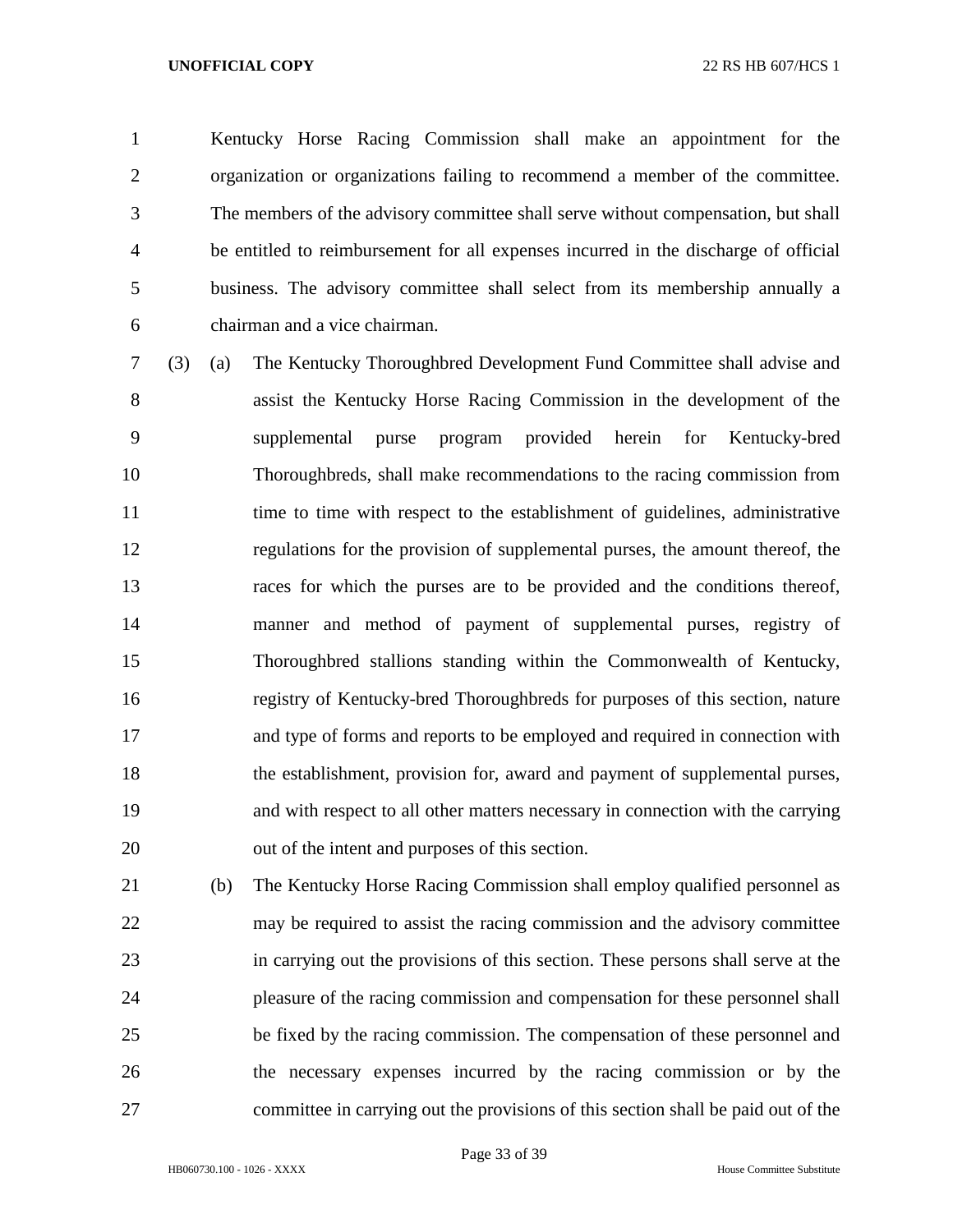Kentucky Horse Racing Commission shall make an appointment for the organization or organizations failing to recommend a member of the committee. The members of the advisory committee shall serve without compensation, but shall be entitled to reimbursement for all expenses incurred in the discharge of official business. The advisory committee shall select from its membership annually a chairman and a vice chairman.

(3) (a) The Kentucky Thoroughbred Development Fund Committee shall advise and assist the Kentucky Horse Racing Commission in the development of the supplemental purse program provided herein for Kentucky-bred Thoroughbreds, shall make recommendations to the racing commission from time to time with respect to the establishment of guidelines, administrative regulations for the provision of supplemental purses, the amount thereof, the races for which the purses are to be provided and the conditions thereof, manner and method of payment of supplemental purses, registry of Thoroughbred stallions standing within the Commonwealth of Kentucky, registry of Kentucky-bred Thoroughbreds for purposes of this section, nature and type of forms and reports to be employed and required in connection with the establishment, provision for, award and payment of supplemental purses, and with respect to all other matters necessary in connection with the carrying out of the intent and purposes of this section.

(b) The Kentucky Horse Racing Commission shall employ qualified personnel as may be required to assist the racing commission and the advisory committee in carrying out the provisions of this section. These persons shall serve at the pleasure of the racing commission and compensation for these personnel shall be fixed by the racing commission. The compensation of these personnel and the necessary expenses incurred by the racing commission or by the committee in carrying out the provisions of this section shall be paid out of the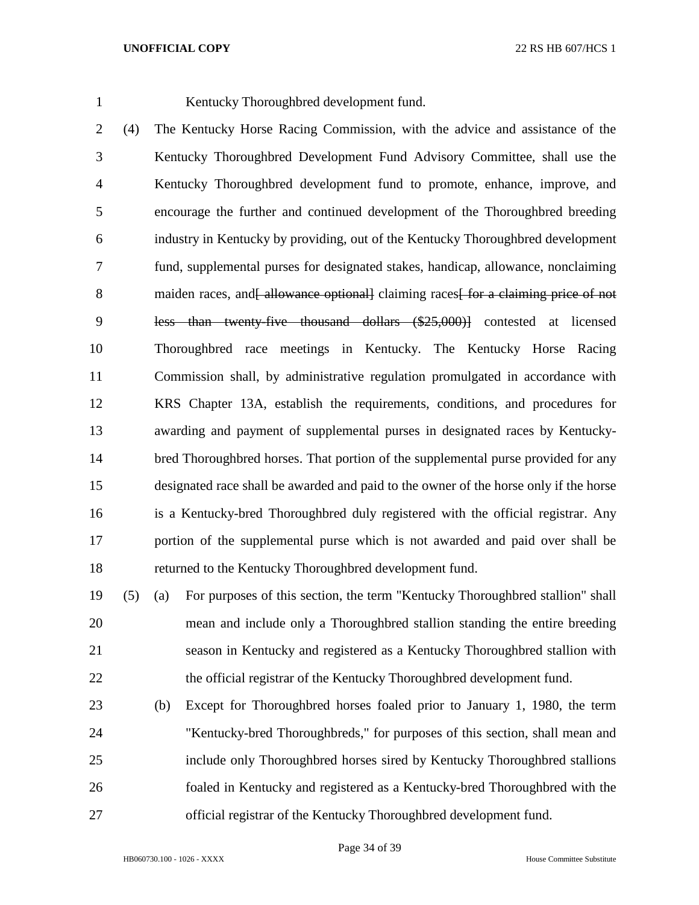Kentucky Thoroughbred development fund.

(4) The Kentucky Horse Racing Commission, with the advice and assistance of the Kentucky Thoroughbred Development Fund Advisory Committee, shall use the Kentucky Thoroughbred development fund to promote, enhance, improve, and encourage the further and continued development of the Thoroughbred breeding industry in Kentucky by providing, out of the Kentucky Thoroughbred development fund, supplemental purses for designated stakes, handicap, allowance, nonclaiming maiden races, and~~[ allowance optional]~~ claiming races~~[ for a claiming price of not less than twenty-five thousand dollars ($25,000)]~~ contested at licensed Thoroughbred race meetings in Kentucky. The Kentucky Horse Racing Commission shall, by administrative regulation promulgated in accordance with KRS Chapter 13A, establish the requirements, conditions, and procedures for awarding and payment of supplemental purses in designated races by Kentucky-bred Thoroughbred horses. That portion of the supplemental purse provided for any designated race shall be awarded and paid to the owner of the horse only if the horse is a Kentucky-bred Thoroughbred duly registered with the official registrar. Any portion of the supplemental purse which is not awarded and paid over shall be returned to the Kentucky Thoroughbred development fund.

(5) (a) For purposes of this section, the term "Kentucky Thoroughbred stallion" shall mean and include only a Thoroughbred stallion standing the entire breeding season in Kentucky and registered as a Kentucky Thoroughbred stallion with the official registrar of the Kentucky Thoroughbred development fund.

(b) Except for Thoroughbred horses foaled prior to January 1, 1980, the term "Kentucky-bred Thoroughbreds," for purposes of this section, shall mean and include only Thoroughbred horses sired by Kentucky Thoroughbred stallions foaled in Kentucky and registered as a Kentucky-bred Thoroughbred with the official registrar of the Kentucky Thoroughbred development fund.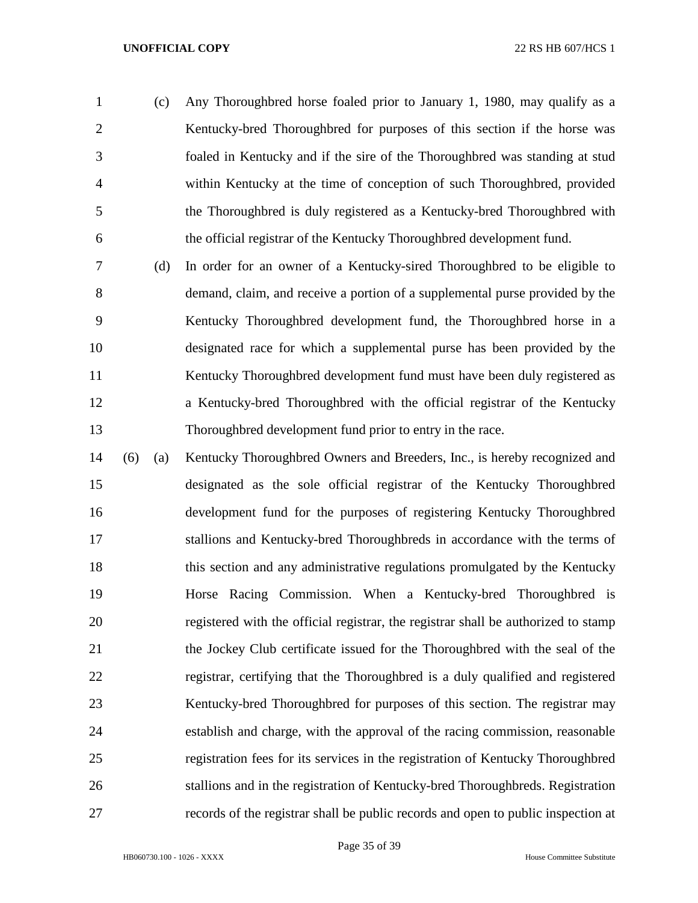(c) Any Thoroughbred horse foaled prior to January 1, 1980, may qualify as a Kentucky-bred Thoroughbred for purposes of this section if the horse was foaled in Kentucky and if the sire of the Thoroughbred was standing at stud within Kentucky at the time of conception of such Thoroughbred, provided the Thoroughbred is duly registered as a Kentucky-bred Thoroughbred with the official registrar of the Kentucky Thoroughbred development fund.

(d) In order for an owner of a Kentucky-sired Thoroughbred to be eligible to demand, claim, and receive a portion of a supplemental purse provided by the Kentucky Thoroughbred development fund, the Thoroughbred horse in a designated race for which a supplemental purse has been provided by the Kentucky Thoroughbred development fund must have been duly registered as a Kentucky-bred Thoroughbred with the official registrar of the Kentucky Thoroughbred development fund prior to entry in the race.

(6) (a) Kentucky Thoroughbred Owners and Breeders, Inc., is hereby recognized and designated as the sole official registrar of the Kentucky Thoroughbred development fund for the purposes of registering Kentucky Thoroughbred stallions and Kentucky-bred Thoroughbreds in accordance with the terms of this section and any administrative regulations promulgated by the Kentucky Horse Racing Commission. When a Kentucky-bred Thoroughbred is registered with the official registrar, the registrar shall be authorized to stamp the Jockey Club certificate issued for the Thoroughbred with the seal of the registrar, certifying that the Thoroughbred is a duly qualified and registered Kentucky-bred Thoroughbred for purposes of this section. The registrar may establish and charge, with the approval of the racing commission, reasonable registration fees for its services in the registration of Kentucky Thoroughbred stallions and in the registration of Kentucky-bred Thoroughbreds. Registration records of the registrar shall be public records and open to public inspection at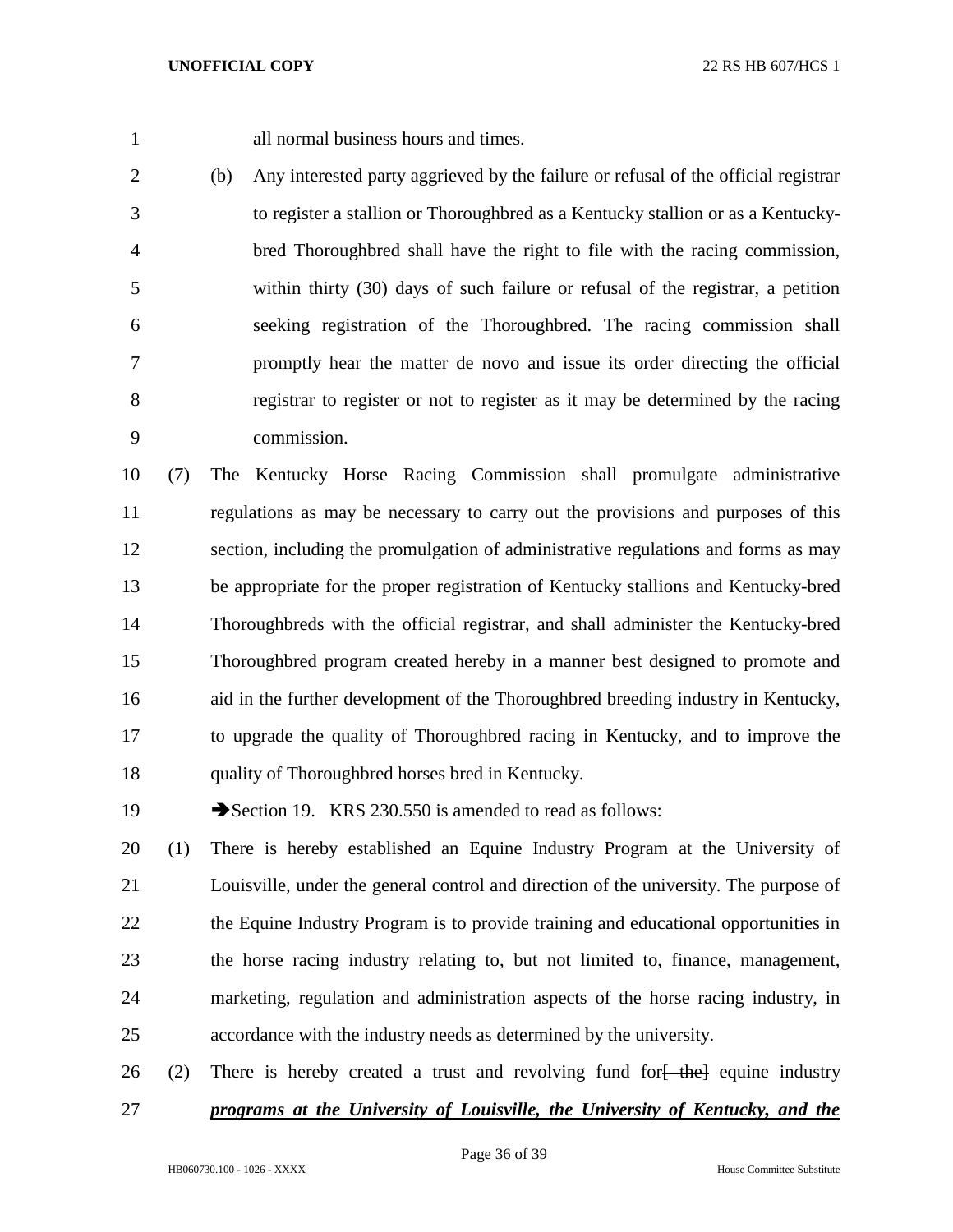all normal business hours and times.

(b) Any interested party aggrieved by the failure or refusal of the official registrar to register a stallion or Thoroughbred as a Kentucky stallion or as a Kentucky-bred Thoroughbred shall have the right to file with the racing commission, within thirty (30) days of such failure or refusal of the registrar, a petition seeking registration of the Thoroughbred. The racing commission shall promptly hear the matter de novo and issue its order directing the official registrar to register or not to register as it may be determined by the racing commission.

(7) The Kentucky Horse Racing Commission shall promulgate administrative regulations as may be necessary to carry out the provisions and purposes of this section, including the promulgation of administrative regulations and forms as may be appropriate for the proper registration of Kentucky stallions and Kentucky-bred Thoroughbreds with the official registrar, and shall administer the Kentucky-bred Thoroughbred program created hereby in a manner best designed to promote and aid in the further development of the Thoroughbred breeding industry in Kentucky, to upgrade the quality of Thoroughbred racing in Kentucky, and to improve the quality of Thoroughbred horses bred in Kentucky.

➔Section 19. KRS 230.550 is amended to read as follows:

(1) There is hereby established an Equine Industry Program at the University of Louisville, under the general control and direction of the university. The purpose of the Equine Industry Program is to provide training and educational opportunities in the horse racing industry relating to, but not limited to, finance, management, marketing, regulation and administration aspects of the horse racing industry, in accordance with the industry needs as determined by the university.

(2) There is hereby created a trust and revolving fund for~~[ the]~~ equine industry ***programs at the University of Louisville, the University of Kentucky, and the***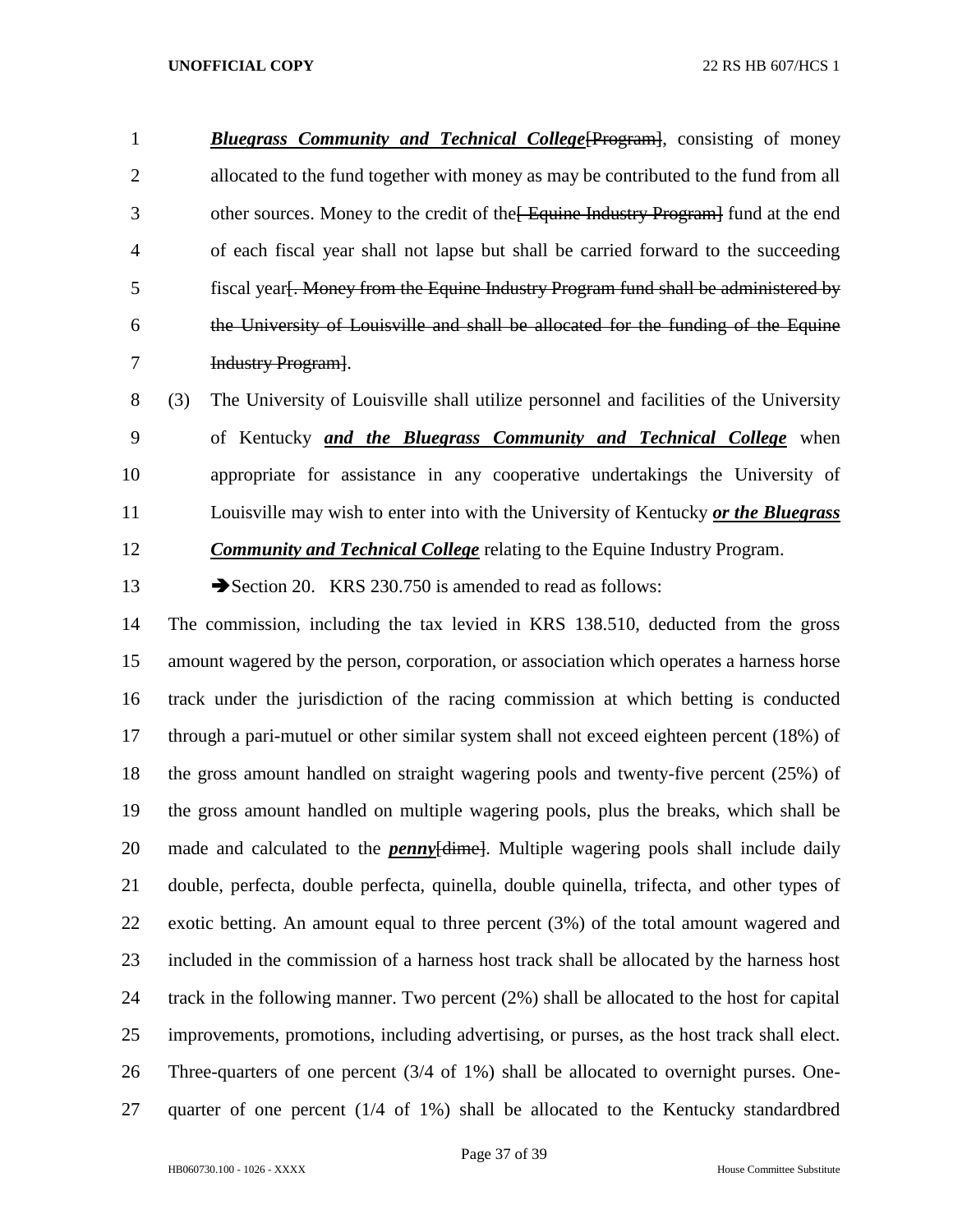***Bluegrass Community and Technical College***[~~Program~~], consisting of money allocated to the fund together with money as may be contributed to the fund from all other sources. Money to the credit of the[~~ Equine Industry Program~~] fund at the end of each fiscal year shall not lapse but shall be carried forward to the succeeding fiscal year[~~. Money from the Equine Industry Program fund shall be administered by the University of Louisville and shall be allocated for the funding of the Equine Industry Program~~].

(3) The University of Louisville shall utilize personnel and facilities of the University of Kentucky ***and the Bluegrass Community and Technical College*** when appropriate for assistance in any cooperative undertakings the University of Louisville may wish to enter into with the University of Kentucky ***or the Bluegrass Community and Technical College*** relating to the Equine Industry Program.

➔Section 20. KRS 230.750 is amended to read as follows:

The commission, including the tax levied in KRS 138.510, deducted from the gross amount wagered by the person, corporation, or association which operates a harness horse track under the jurisdiction of the racing commission at which betting is conducted through a pari-mutuel or other similar system shall not exceed eighteen percent (18%) of the gross amount handled on straight wagering pools and twenty-five percent (25%) of the gross amount handled on multiple wagering pools, plus the breaks, which shall be made and calculated to the ***penny***[~~dime~~]. Multiple wagering pools shall include daily double, perfecta, double perfecta, quinella, double quinella, trifecta, and other types of exotic betting. An amount equal to three percent (3%) of the total amount wagered and included in the commission of a harness host track shall be allocated by the harness host track in the following manner. Two percent (2%) shall be allocated to the host for capital improvements, promotions, including advertising, or purses, as the host track shall elect. Three-quarters of one percent (3/4 of 1%) shall be allocated to overnight purses. One-quarter of one percent (1/4 of 1%) shall be allocated to the Kentucky standardbred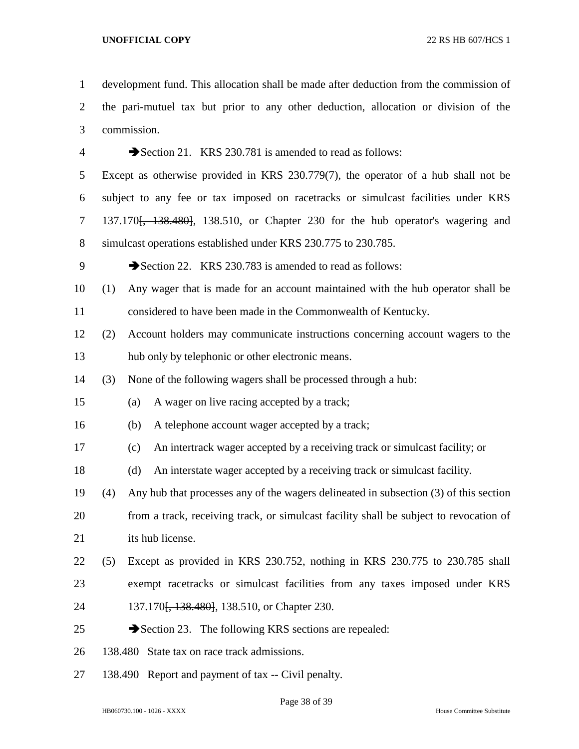development fund. This allocation shall be made after deduction from the commission of the pari-mutuel tax but prior to any other deduction, allocation or division of the commission.

➔Section 21. KRS 230.781 is amended to read as follows:

Except as otherwise provided in KRS 230.779(7), the operator of a hub shall not be subject to any fee or tax imposed on racetracks or simulcast facilities under KRS 137.170~~[, 138.480]~~, 138.510, or Chapter 230 for the hub operator's wagering and simulcast operations established under KRS 230.775 to 230.785.

➔Section 22. KRS 230.783 is amended to read as follows:

(1) Any wager that is made for an account maintained with the hub operator shall be considered to have been made in the Commonwealth of Kentucky.

(2) Account holders may communicate instructions concerning account wagers to the hub only by telephonic or other electronic means.

(3) None of the following wagers shall be processed through a hub:

   (a) A wager on live racing accepted by a track;

   (b) A telephone account wager accepted by a track;

   (c) An intertrack wager accepted by a receiving track or simulcast facility; or

   (d) An interstate wager accepted by a receiving track or simulcast facility.

(4) Any hub that processes any of the wagers delineated in subsection (3) of this section from a track, receiving track, or simulcast facility shall be subject to revocation of its hub license.

(5) Except as provided in KRS 230.752, nothing in KRS 230.775 to 230.785 shall exempt racetracks or simulcast facilities from any taxes imposed under KRS 137.170~~[, 138.480]~~, 138.510, or Chapter 230.

➔Section 23. The following KRS sections are repealed:

138.480 State tax on race track admissions.

138.490 Report and payment of tax -- Civil penalty.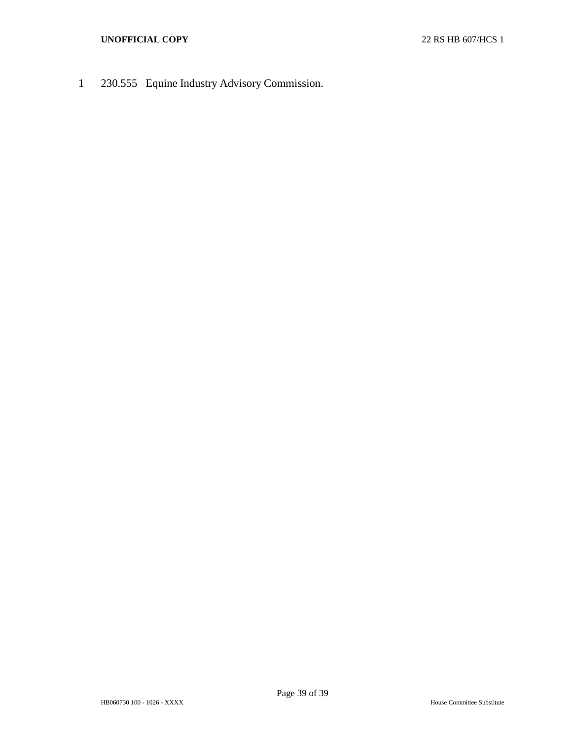230.555 Equine Industry Advisory Commission.